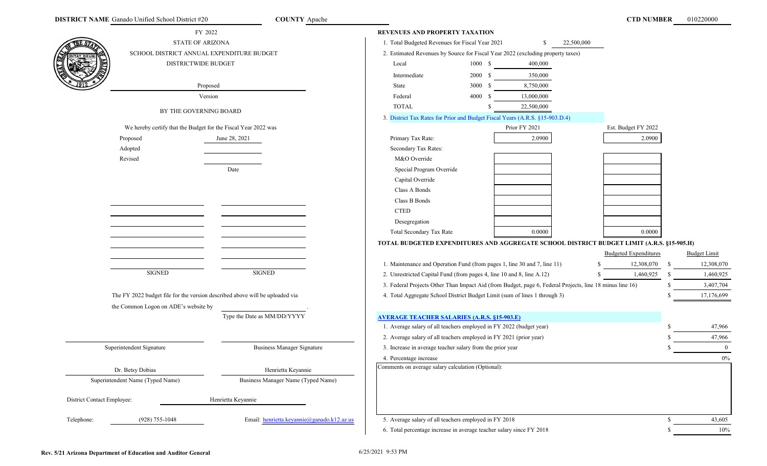**DISTRICT NAME** Ganado Unified School District #20 **COUNTY** Apache **CTD NUMBER** 010220000

FY 2022
STATE OF ARIZONA
SCHOOL DISTRICT ANNUAL EXPENDITURE BUDGET
DISTRICTWIDE BUDGET

Proposed
Version

BY THE GOVERNING BOARD

We hereby certify that the Budget for the Fiscal Year 2022 was

| | Date |
|---|---|
| Proposed | June 28, 2021 |
| Adopted | |
| Revised | |

| SIGNED | SIGNED |
|---|---|

The FY 2022 budget file for the version described above will be uploaded via the Common Logon on ADE's website by ____________.
Type the Date as MM/DD/YYYY

| Superintendent Signature | Business Manager Signature |
|---|---|
| Dr. Betsy Dobias | Henrietta Keyannie |
| Superintendent Name (Typed Name) | Business Manager Name (Typed Name) |

District Contact Employee: Henrietta Keyannie

Telephone: (928) 755-1048 Email: henrietta.keyannie@ganado.k12.az.us

## REVENUES AND PROPERTY TAXATION

1. Total Budgeted Revenues for Fiscal Year 2021 $ 22,500,000

2. Estimated Revenues by Source for Fiscal Year 2022 (excluding property taxes)

| Source | Code | Amount |
|---|---|---|
| Local | 1000 | $ 400,000 |
| Intermediate | 2000 | $ 350,000 |
| State | 3000 | $ 8,750,000 |
| Federal | 4000 | $ 13,000,000 |
| TOTAL | | $ 22,500,000 |

3. District Tax Rates for Prior and Budget Fiscal Years (A.R.S. §15-903.D.4)

| | Prior FY 2021 | Est. Budget FY 2022 |
|---|---|---|
| Primary Tax Rate: | 2.0900 | 2.0900 |
| Secondary Tax Rates: | | |
| M&O Override | | |
| Special Program Override | | |
| Capital Override | | |
| Class A Bonds | | |
| Class B Bonds | | |
| CTED | | |
| Desegregation | | |
| Total Secondary Tax Rate | 0.0000 | 0.0000 |

## TOTAL BUDGETED EXPENDITURES AND AGGREGATE SCHOOL DISTRICT BUDGET LIMIT (A.R.S. §15-905.H)

| | Budgeted Expenditures | Budget Limit |
|---|---|---|
| 1. Maintenance and Operation Fund (from pages 1, line 30 and 7, line 11) | $ 12,308,070 | $ 12,308,070 |
| 2. Unrestricted Capital Fund (from pages 4, line 10 and 8, line A.12) | $ 1,460,925 | $ 1,460,925 |
| 3. Federal Projects Other Than Impact Aid (from Budget, page 6, Federal Projects, line 18 minus line 16) | | $ 3,407,704 |
| 4. Total Aggregate School District Budget Limit (sum of lines 1 through 3) | | $ 17,176,699 |

## AVERAGE TEACHER SALARIES (A.R.S. §15-903.E)

| | |
|---|---|
| 1. Average salary of all teachers employed in FY 2022 (budget year) | $ 47,966 |
| 2. Average salary of all teachers employed in FY 2021 (prior year) | $ 47,966 |
| 3. Increase in average teacher salary from the prior year | $ 0 |
| 4. Percentage increase | 0% |

Comments on average salary calculation (Optional):

| | |
|---|---|
| 5. Average salary of all teachers employed in FY 2018 | $ 43,605 |
| 6. Total percentage increase in average teacher salary since FY 2018 | $ 10% |

Rev. 5/21 Arizona Department of Education and Auditor General 6/25/2021 9:53 PM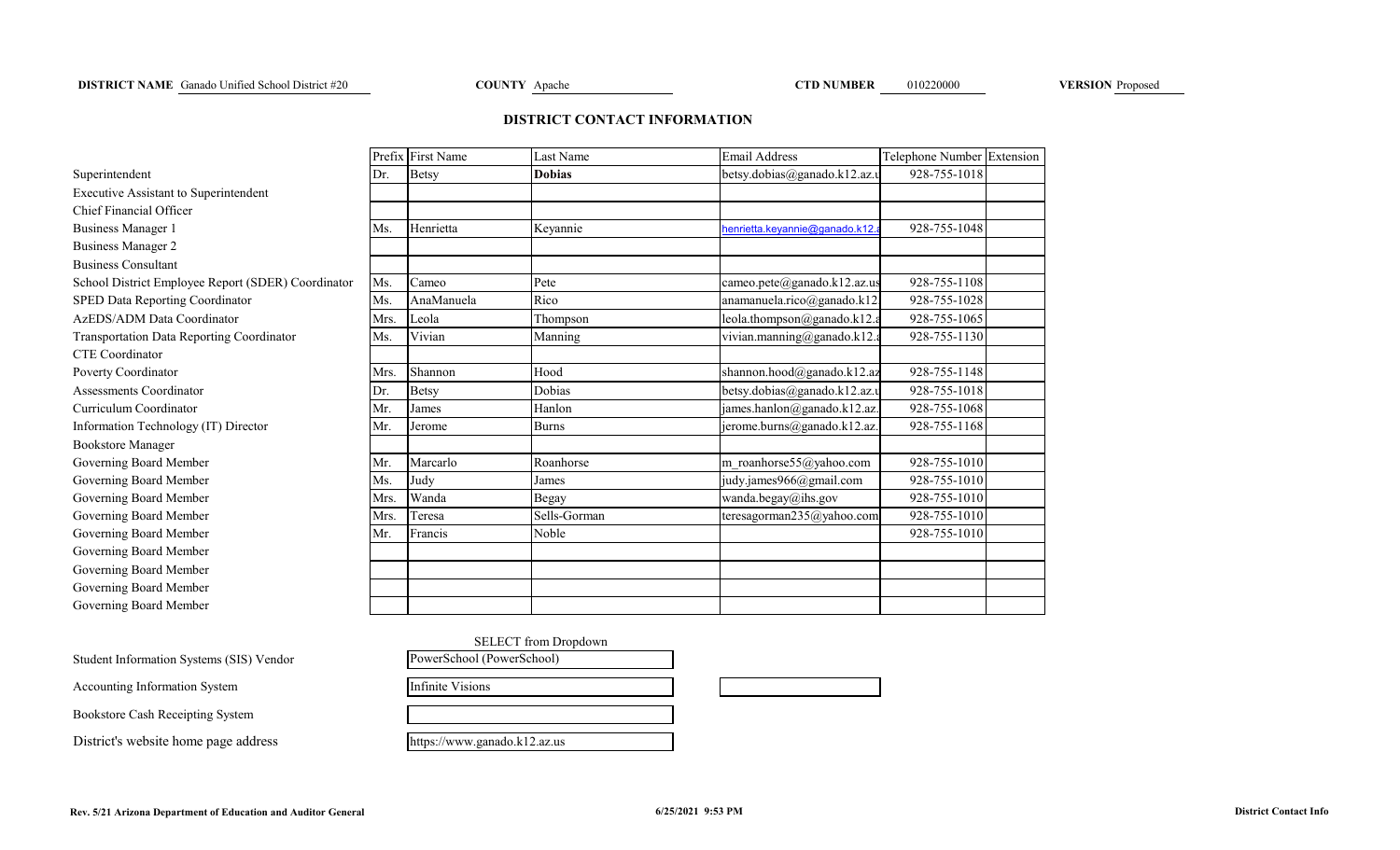**DISTRICT NAME** Ganado Unified School District #20 **COUNTY** Apache **CTD NUMBER** 010220000 **VERSION** Proposed

## DISTRICT CONTACT INFORMATION

| | Prefix | First Name | Last Name | Email Address | Telephone Number | Extension |
|---|---|---|---|---|---|---|
| Superintendent | Dr. | Betsy | **Dobias** | betsy.dobias@ganado.k12.az.u | 928-755-1018 | |
| Executive Assistant to Superintendent | | | | | | |
| Chief Financial Officer | | | | | | |
| Business Manager 1 | Ms. | Henrietta | Keyannie | henrietta.keyannie@ganado.k12.a | 928-755-1048 | |
| Business Manager 2 | | | | | | |
| Business Consultant | | | | | | |
| School District Employee Report (SDER) Coordinator | Ms. | Cameo | Pete | cameo.pete@ganado.k12.az.us | 928-755-1108 | |
| SPED Data Reporting Coordinator | Ms. | AnaManuela | Rico | anamanuela.rico@ganado.k12 | 928-755-1028 | |
| AzEDS/ADM Data Coordinator | Mrs. | Leola | Thompson | leola.thompson@ganado.k12.a | 928-755-1065 | |
| Transportation Data Reporting Coordinator | Ms. | Vivian | Manning | vivian.manning@ganado.k12.a | 928-755-1130 | |
| CTE Coordinator | | | | | | |
| Poverty Coordinator | Mrs. | Shannon | Hood | shannon.hood@ganado.k12.az | 928-755-1148 | |
| Assessments Coordinator | Dr. | Betsy | Dobias | betsy.dobias@ganado.k12.az.u | 928-755-1018 | |
| Curriculum Coordinator | Mr. | James | Hanlon | james.hanlon@ganado.k12.az. | 928-755-1068 | |
| Information Technology (IT) Director | Mr. | Jerome | Burns | jerome.burns@ganado.k12.az. | 928-755-1168 | |
| Bookstore Manager | | | | | | |
| Governing Board Member | Mr. | Marcarlo | Roanhorse | m_roanhorse55@yahoo.com | 928-755-1010 | |
| Governing Board Member | Ms. | Judy | James | judy.james966@gmail.com | 928-755-1010 | |
| Governing Board Member | Mrs. | Wanda | Begay | wanda.begay@ihs.gov | 928-755-1010 | |
| Governing Board Member | Mrs. | Teresa | Sells-Gorman | teresagorman235@yahoo.com | 928-755-1010 | |
| Governing Board Member | Mr. | Francis | Noble | | 928-755-1010 | |
| Governing Board Member | | | | | | |
| Governing Board Member | | | | | | |
| Governing Board Member | | | | | | |
| Governing Board Member | | | | | | |

| | SELECT from Dropdown |
|---|---|
| Student Information Systems (SIS) Vendor | PowerSchool (PowerSchool) |
| Accounting Information System | Infinite Visions |
| Bookstore Cash Receipting System | |
| District's website home page address | https://www.ganado.k12.az.us |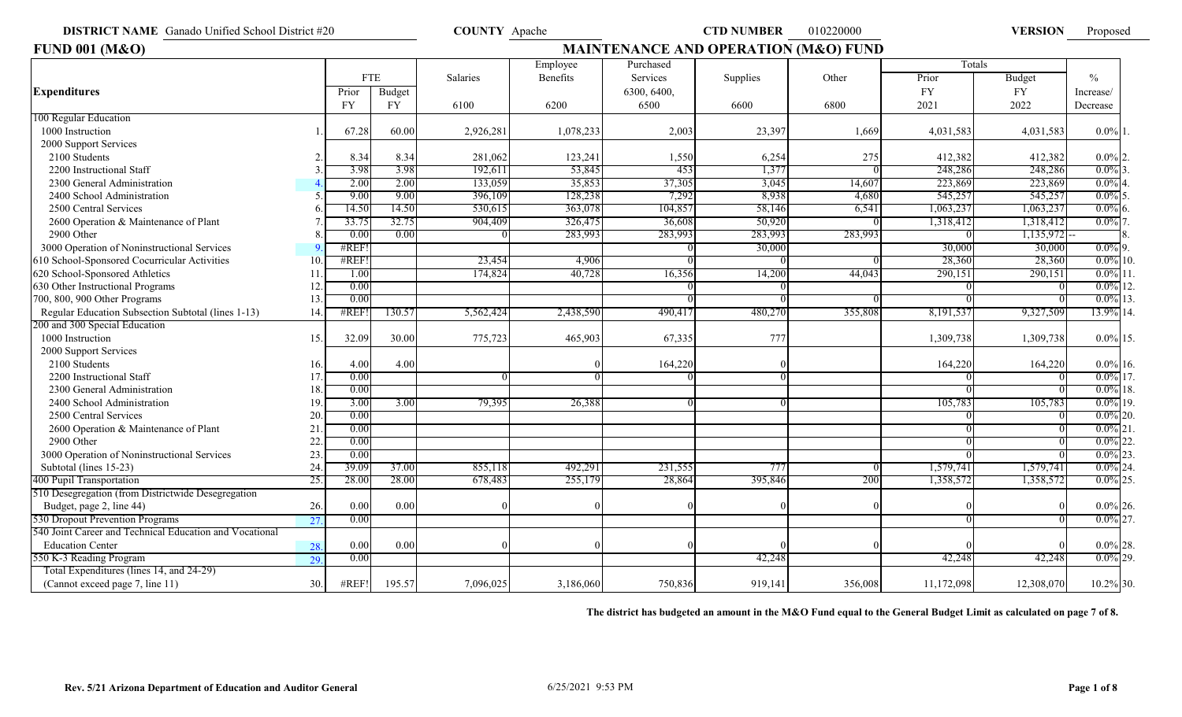**DISTRICT NAME** Ganado Unified School District #20 **COUNTY** Apache **CTD NUMBER** 010220000 **VERSION** Proposed

## FUND 001 (M&O) — MAINTENANCE AND OPERATION (M&O) FUND

| Expenditures | | FTE Prior FY | FTE Budget FY | Salaries 6100 | Employee Benefits 6200 | Purchased Services 6300, 6400, 6500 | Supplies 6600 | Other 6800 | Totals Prior FY 2021 | Totals Budget FY 2022 | % Increase/ Decrease | |
|---|---|---|---|---|---|---|---|---|---|---|---|---|
| 100 Regular Education | | | | | | | | | | | | |
| 1000 Instruction | 1. | 67.28 | 60.00 | 2,926,281 | 1,078,233 | 2,003 | 23,397 | 1,669 | 4,031,583 | 4,031,583 | 0.0% | 1. |
| 2000 Support Services | | | | | | | | | | | | |
| 2100 Students | 2. | 8.34 | 8.34 | 281,062 | 123,241 | 1,550 | 6,254 | 275 | 412,382 | 412,382 | 0.0% | 2. |
| 2200 Instructional Staff | 3. | 3.98 | 3.98 | 192,611 | 53,845 | 453 | 1,377 | 0 | 248,286 | 248,286 | 0.0% | 3. |
| 2300 General Administration | 4. | 2.00 | 2.00 | 133,059 | 35,853 | 37,305 | 3,045 | 14,607 | 223,869 | 223,869 | 0.0% | 4. |
| 2400 School Administration | 5. | 9.00 | 9.00 | 396,109 | 128,238 | 7,292 | 8,938 | 4,680 | 545,257 | 545,257 | 0.0% | 5. |
| 2500 Central Services | 6. | 14.50 | 14.50 | 530,615 | 363,078 | 104,857 | 58,146 | 6,541 | 1,063,237 | 1,063,237 | 0.0% | 6. |
| 2600 Operation & Maintenance of Plant | 7. | 33.75 | 32.75 | 904,409 | 326,475 | 36,608 | 50,920 | 0 | 1,318,412 | 1,318,412 | 0.0% | 7. |
| 2900 Other | 8. | 0.00 | 0.00 | 0 | 283,993 | 283,993 | 283,993 | 283,993 | 0 | 1,135,972 | -- | 8. |
| 3000 Operation of Noninstructional Services | 9. | #REF! | | | | 0 | 30,000 | | 30,000 | 30,000 | 0.0% | 9. |
| 610 School-Sponsored Cocurricular Activities | 10. | #REF! | | 23,454 | 4,906 | 0 | 0 | 0 | 28,360 | 28,360 | 0.0% | 10. |
| 620 School-Sponsored Athletics | 11. | 1.00 | | 174,824 | 40,728 | 16,356 | 14,200 | 44,043 | 290,151 | 290,151 | 0.0% | 11. |
| 630 Other Instructional Programs | 12. | 0.00 | | | | 0 | 0 | | 0 | 0 | 0.0% | 12. |
| 700, 800, 900 Other Programs | 13. | 0.00 | | | | 0 | 0 | 0 | 0 | 0 | 0.0% | 13. |
| Regular Education Subsection Subtotal (lines 1-13) | 14. | #REF! | 130.57 | 5,562,424 | 2,438,590 | 490,417 | 480,270 | 355,808 | 8,191,537 | 9,327,509 | 13.9% | 14. |
| 200 and 300 Special Education | | | | | | | | | | | | |
| 1000 Instruction | 15. | 32.09 | 30.00 | 775,723 | 465,903 | 67,335 | 777 | | 1,309,738 | 1,309,738 | 0.0% | 15. |
| 2000 Support Services | | | | | | | | | | | | |
| 2100 Students | 16. | 4.00 | 4.00 | | 0 | 164,220 | 0 | | 164,220 | 164,220 | 0.0% | 16. |
| 2200 Instructional Staff | 17. | 0.00 | | 0 | 0 | 0 | 0 | | 0 | 0 | 0.0% | 17. |
| 2300 General Administration | 18. | 0.00 | | | | | | | 0 | 0 | 0.0% | 18. |
| 2400 School Administration | 19. | 3.00 | 3.00 | 79,395 | 26,388 | 0 | 0 | | 105,783 | 105,783 | 0.0% | 19. |
| 2500 Central Services | 20. | 0.00 | | | | | | | 0 | 0 | 0.0% | 20. |
| 2600 Operation & Maintenance of Plant | 21. | 0.00 | | | | | | | 0 | 0 | 0.0% | 21. |
| 2900 Other | 22. | 0.00 | | | | | | | 0 | 0 | 0.0% | 22. |
| 3000 Operation of Noninstructional Services | 23. | 0.00 | | | | | | | 0 | 0 | 0.0% | 23. |
| Subtotal (lines 15-23) | 24. | 39.09 | 37.00 | 855,118 | 492,291 | 231,555 | 777 | 0 | 1,579,741 | 1,579,741 | 0.0% | 24. |
| 400 Pupil Transportation | 25. | 28.00 | 28.00 | 678,483 | 255,179 | 28,864 | 395,846 | 200 | 1,358,572 | 1,358,572 | 0.0% | 25. |
| 510 Desegregation (from Districtwide Desegregation Budget, page 2, line 44) | 26. | 0.00 | 0.00 | 0 | 0 | 0 | 0 | 0 | 0 | 0 | 0.0% | 26. |
| 530 Dropout Prevention Programs | 27. | 0.00 | | | | | | | 0 | 0 | 0.0% | 27. |
| 540 Joint Career and Technical Education and Vocational Education Center | 28. | 0.00 | 0.00 | 0 | 0 | 0 | 0 | 0 | 0 | 0 | 0.0% | 28. |
| 550 K-3 Reading Program | 29. | 0.00 | | | | | 42,248 | | 42,248 | 42,248 | 0.0% | 29. |
| Total Expenditures (lines 14, and 24-29) (Cannot exceed page 7, line 11) | 30. | #REF! | 195.57 | 7,096,025 | 3,186,060 | 750,836 | 919,141 | 356,008 | 11,172,098 | 12,308,070 | 10.2% | 30. |

**The district has budgeted an amount in the M&O Fund equal to the General Budget Limit as calculated on page 7 of 8.**

Rev. 5/21 Arizona Department of Education and Auditor General 6/25/2021 9:53 PM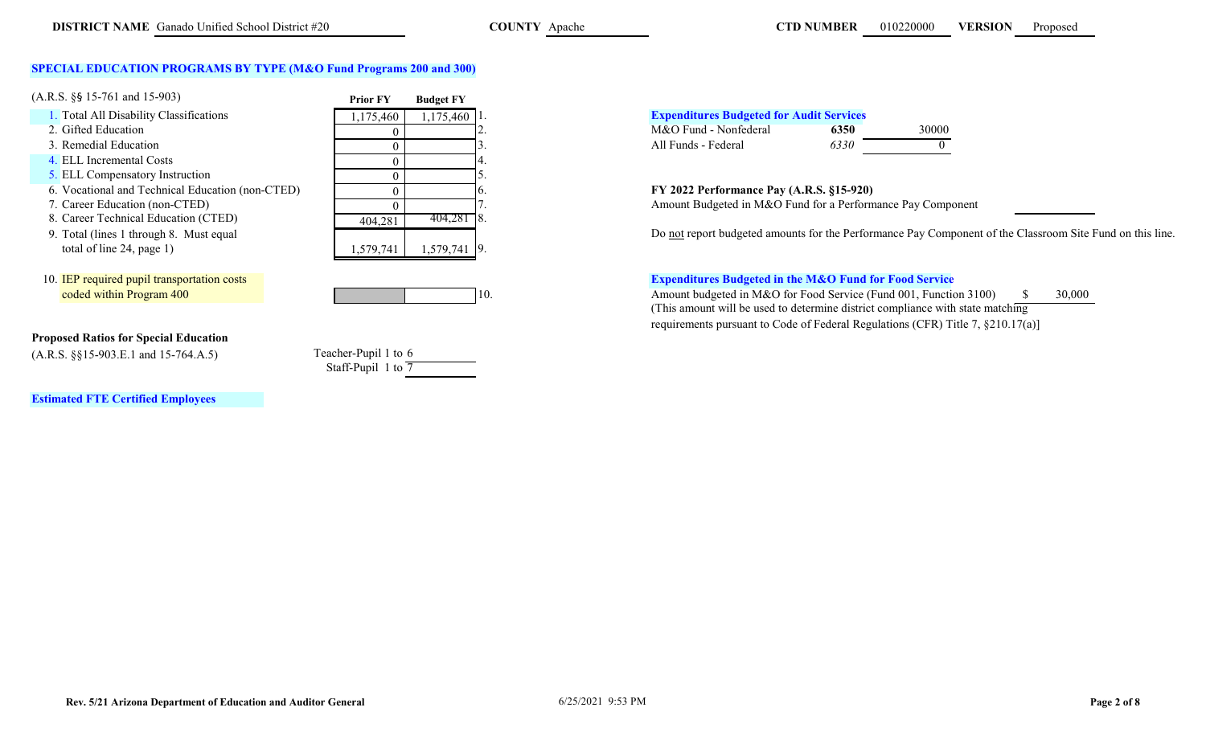**DISTRICT NAME** Ganado Unified School District #20 **COUNTY** Apache **CTD NUMBER** 010220000 **VERSION** Proposed

## SPECIAL EDUCATION PROGRAMS BY TYPE (M&O Fund Programs 200 and 300)

(A.R.S. §§ 15-761 and 15-903)

| | Prior FY | Budget FY | |
|---|---|---|---|
| 1. Total All Disability Classifications | 1,175,460 | 1,175,460 | 1. |
| 2. Gifted Education | 0 | | 2. |
| 3. Remedial Education | 0 | | 3. |
| 4. ELL Incremental Costs | 0 | | 4. |
| 5. ELL Compensatory Instruction | 0 | | 5. |
| 6. Vocational and Technical Education (non-CTED) | 0 | | 6. |
| 7. Career Education (non-CTED) | 0 | | 7. |
| 8. Career Technical Education (CTED) | 404,281 | 404,281 | 8. |
| 9. Total (lines 1 through 8. Must equal total of line 24, page 1) | 1,579,741 | 1,579,741 | 9. |
| 10. IEP required pupil transportation costs coded within Program 400 | | | 10. |

**Proposed Ratios for Special Education**

(A.R.S. §§15-903.E.1 and 15-764.A.5)

Teacher-Pupil 1 to 6

Staff-Pupil 1 to 7

**Estimated FTE Certified Employees**

**Expenditures Budgeted for Audit Services**

| | | |
|---|---|---|
| M&O Fund - Nonfederal | **6350** | 30000 |
| All Funds - Federal | *6330* | 0 |

**FY 2022 Performance Pay (A.R.S. §15-920)**

Amount Budgeted in M&O Fund for a Performance Pay Component

Do not report budgeted amounts for the Performance Pay Component of the Classroom Site Fund on this line.

**Expenditures Budgeted in the M&O Fund for Food Service**

Amount budgeted in M&O for Food Service (Fund 001, Function 3100) $ 30,000

(This amount will be used to determine district compliance with state matching requirements pursuant to Code of Federal Regulations (CFR) Title 7, §210.17(a)]

Rev. 5/21 Arizona Department of Education and Auditor General 6/25/2021 9:53 PM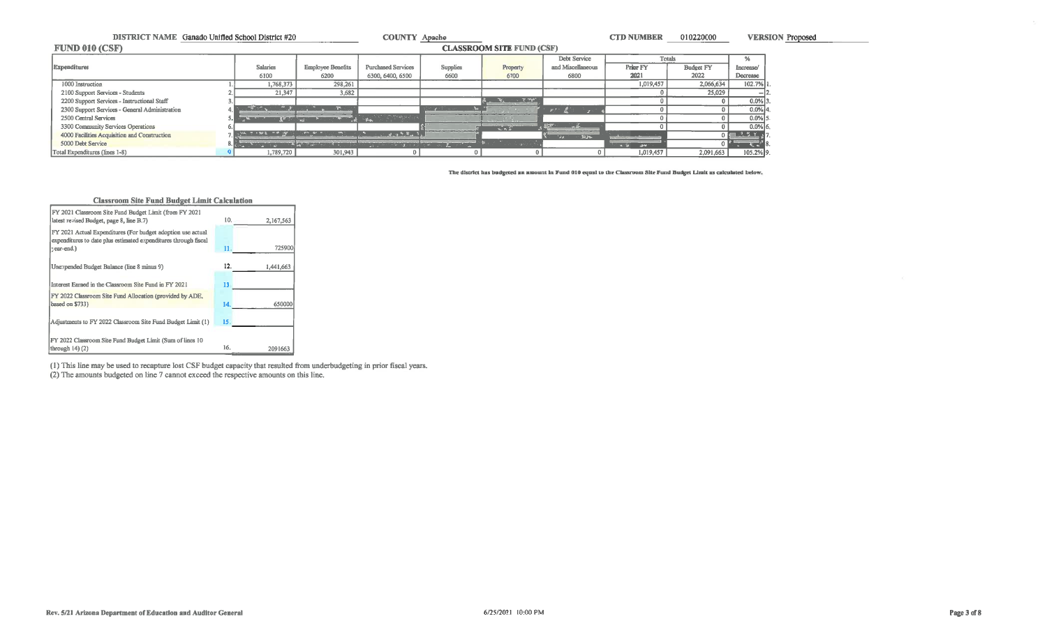**DISTRICT NAME** Ganado Unified School District #20 **COUNTY** Apache **CTD NUMBER** 010220000 **VERSION** Proposed

## FUND 010 (CSF)

## CLASSROOM SITE FUND (CSF)

| Expenditures | | Salaries 6100 | Employee Benefits 6200 | Purchased Services 6300, 6400, 6500 | Supplies 6600 | Property 6700 | Debt Service and Miscellaneous 6800 | Totals Prior FY 2021 | Totals Budget FY 2022 | % Increase/ Decrease | |
|---|---|---|---|---|---|---|---|---|---|---|---|
| 1000 Instruction | 1. | 1,768,373 | 298,261 | | | | | 1,019,457 | 2,066,634 | 102.7% | 1. |
| 2100 Support Services - Students | 2. | 21,347 | 3,682 | | | | | 0 | 25,029 | — | 2. |
| 2200 Support Services - Instructional Staff | 3. | | | | | | | 0 | 0 | 0.0% | 3. |
| 2300 Support Services - General Administration | 4. | | | | | | | 0 | 0 | 0.0% | 4. |
| 2500 Central Services | 5. | | | | | | | 0 | 0 | 0.0% | 5. |
| 3300 Community Services Operations | 6. | | | | | | | 0 | 0 | 0.0% | 6. |
| 4000 Facilities Acquisition and Construction | 7. | | | | | | | | 0 | | 7. |
| 5000 Debt Service | 8. | | | | | | | | 0 | | 8. |
| Total Expenditures (lines 1-8) | 9 | 1,789,720 | 301,943 | 0 | 0 | 0 | 0 | 1,019,457 | 2,091,663 | 105.2% | 9. |

**The district has budgeted an amount in Fund 010 equal to the Classroom Site Fund Budget Limit as calculated below.**

### Classroom Site Fund Budget Limit Calculation

| Description | Line | Amount |
|---|---|---|
| FY 2021 Classroom Site Fund Budget Limit (from FY 2021 latest revised Budget, page 8, line B.7) | 10. | 2,167,563 |
| FY 2021 Actual Expenditures (For budget adoption use actual expenditures to date plus estimated expenditures through fiscal year-end.) | 11. | 725900 |
| Unexpended Budget Balance (line 8 minus 9) | 12. | 1,441,663 |
| Interest Earned in the Classroom Site Fund in FY 2021 | 13 | |
| FY 2022 Classroom Site Fund Allocation (provided by ADE, based on $733) | 14. | 650000 |
| Adjustments to FY 2022 Classroom Site Fund Budget Limit (1) | 15 | |
| FY 2022 Classroom Site Fund Budget Limit (Sum of lines 10 through 14) (2) | 16. | 2091663 |

(1) This line may be used to recapture lost CSF budget capacity that resulted from underbudgeting in prior fiscal years.
(2) The amounts budgeted on line 7 cannot exceed the respective amounts on this line.

Rev. 5/21 Arizona Department of Education and Auditor General 6/25/2021 10:00 PM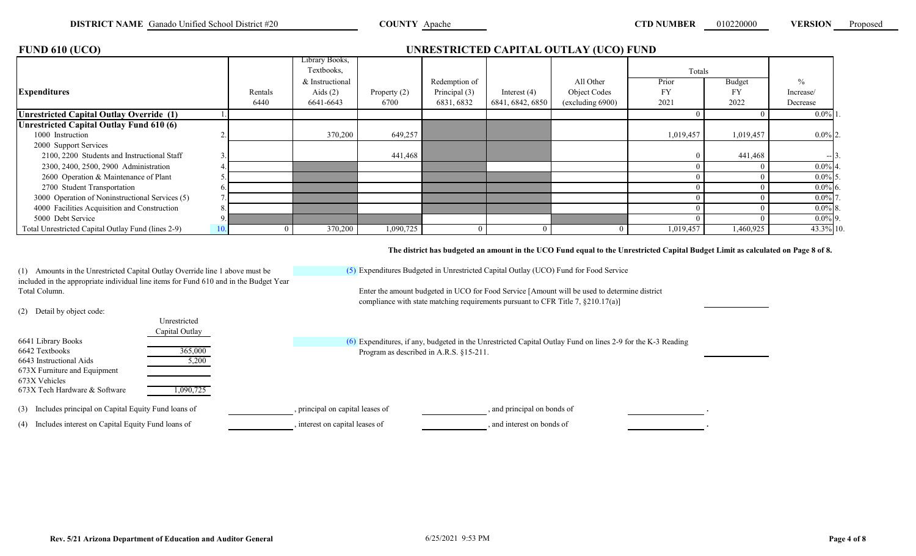**DISTRICT NAME** Ganado Unified School District #20 **COUNTY** Apache **CTD NUMBER** 010220000 **VERSION** Proposed

## FUND 610 (UCO)

## UNRESTRICTED CAPITAL OUTLAY (UCO) FUND

| Expenditures | | Rentals 6440 | Library Books, Textbooks, & Instructional Aids (2) 6641-6643 | Property (2) 6700 | Redemption of Principal (3) 6831, 6832 | Interest (4) 6841, 6842, 6850 | All Other Object Codes (excluding 6900) | Totals Prior FY 2021 | Budget FY 2022 | % Increase/ Decrease | |
|---|---|---|---|---|---|---|---|---|---|---|---|
| **Unrestricted Capital Outlay Override (1)** | 1. | | | | | | | 0 | 0 | 0.0% | 1. |
| **Unrestricted Capital Outlay Fund 610 (6)** | | | | | | | | | | | |
| 1000 Instruction | 2. | | 370,200 | 649,257 | | | | 1,019,457 | 1,019,457 | 0.0% | 2. |
| 2000 Support Services | | | | | | | | | | | |
| 2100, 2200 Students and Instructional Staff | 3. | | | 441,468 | | | | 0 | 441,468 | -- | 3. |
| 2300, 2400, 2500, 2900 Administration | 4. | | | | | | | 0 | 0 | 0.0% | 4. |
| 2600 Operation & Maintenance of Plant | 5. | | | | | | | 0 | 0 | 0.0% | 5. |
| 2700 Student Transportation | 6. | | | | | | | 0 | 0 | 0.0% | 6. |
| 3000 Operation of Noninstructional Services (5) | 7. | | | | | | | 0 | 0 | 0.0% | 7. |
| 4000 Facilities Acquisition and Construction | 8. | | | | | | | 0 | 0 | 0.0% | 8. |
| 5000 Debt Service | 9. | | | | | | | 0 | 0 | 0.0% | 9. |
| Total Unrestricted Capital Outlay Fund (lines 2-9) | 10. | 0 | 370,200 | 1,090,725 | 0 | 0 | 0 | 1,019,457 | 1,460,925 | 43.3% | 10. |

**The district has budgeted an amount in the UCO Fund equal to the Unrestricted Capital Budget Limit as calculated on Page 8 of 8.**

(1) Amounts in the Unrestricted Capital Outlay Override line 1 above must be included in the appropriate individual line items for Fund 610 and in the Budget Year Total Column.

(2) Detail by object code:

| | Unrestricted Capital Outlay |
|---|---|
| 6641 Library Books | |
| 6642 Textbooks | 365,000 |
| 6643 Instructional Aids | 5,200 |
| 673X Furniture and Equipment | |
| 673X Vehicles | |
| 673X Tech Hardware & Software | 1,090,725 |

(3) Includes principal on Capital Equity Fund loans of ________, principal on capital leases of ________, and principal on bonds of ________.

(4) Includes interest on Capital Equity Fund loans of ________, interest on capital leases of ________, and interest on bonds of ________.

(5) Expenditures Budgeted in Unrestricted Capital Outlay (UCO) Fund for Food Service

Enter the amount budgeted in UCO for Food Service [Amount will be used to determine district compliance with state matching requirements pursuant to CFR Title 7, §210.17(a)] ________

(6) Expenditures, if any, budgeted in the Unrestricted Capital Outlay Fund on lines 2-9 for the K-3 Reading Program as described in A.R.S. §15-211. ________

Rev. 5/21 Arizona Department of Education and Auditor General 6/25/2021 9:53 PM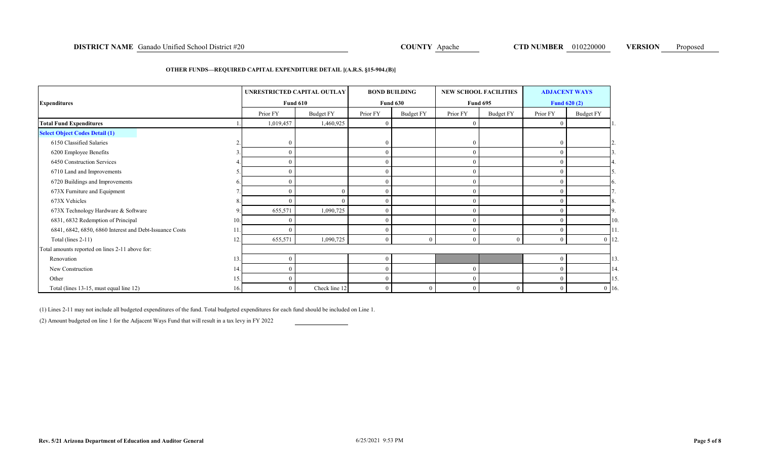**DISTRICT NAME** Ganado Unified School District #20 **COUNTY** Apache **CTD NUMBER** 010220000 **VERSION** Proposed

**OTHER FUNDS—REQUIRED CAPITAL EXPENDITURE DETAIL [(A.R.S. §15-904.(B)]**

| Expenditures | | UNRESTRICTED CAPITAL OUTLAY Fund 610 | | BOND BUILDING Fund 630 | | NEW SCHOOL FACILITIES Fund 695 | | ADJACENT WAYS Fund 620 (2) | | |
|---|---|---|---|---|---|---|---|---|---|---|
| | | Prior FY | Budget FY | Prior FY | Budget FY | Prior FY | Budget FY | Prior FY | Budget FY | |
| **Total Fund Expenditures** | 1. | 1,019,457 | 1,460,925 | 0 | | 0 | | 0 | | 1. |
| **Select Object Codes Detail (1)** | | | | | | | | | | |
| 6150 Classified Salaries | 2. | 0 | | 0 | | 0 | | 0 | | 2. |
| 6200 Employee Benefits | 3. | 0 | | 0 | | 0 | | 0 | | 3. |
| 6450 Construction Services | 4. | 0 | | 0 | | 0 | | 0 | | 4. |
| 6710 Land and Improvements | 5. | 0 | | 0 | | 0 | | 0 | | 5. |
| 6720 Buildings and Improvements | 6. | 0 | | 0 | | 0 | | 0 | | 6. |
| 673X Furniture and Equipment | 7. | 0 | 0 | 0 | | 0 | | 0 | | 7. |
| 673X Vehicles | 8. | 0 | 0 | 0 | | 0 | | 0 | | 8. |
| 673X Technology Hardware & Software | 9. | 655,571 | 1,090,725 | 0 | | 0 | | 0 | | 9. |
| 6831, 6832 Redemption of Principal | 10. | 0 | | 0 | | 0 | | 0 | | 10. |
| 6841, 6842, 6850, 6860 Interest and Debt-Issuance Costs | 11. | 0 | | 0 | | 0 | | 0 | | 11. |
| Total (lines 2-11) | 12. | 655,571 | 1,090,725 | 0 | 0 | 0 | 0 | 0 | 0 | 12. |
| Total amounts reported on lines 2-11 above for: | | | | | | | | | | |
| Renovation | 13. | 0 | | 0 | | | | 0 | | 13. |
| New Construction | 14. | 0 | | 0 | | 0 | | 0 | | 14. |
| Other | 15. | 0 | | 0 | | 0 | | 0 | | 15. |
| Total (lines 13-15, must equal line 12) | 16. | 0 | Check line 12 | 0 | 0 | 0 | 0 | 0 | 0 | 16. |

(1) Lines 2-11 may not include all budgeted expenditures of the fund. Total budgeted expenditures for each fund should be included on Line 1.

(2) Amount budgeted on line 1 for the Adjacent Ways Fund that will result in a tax levy in FY 2022 ____________

Rev. 5/21 Arizona Department of Education and Auditor General 6/25/2021 9:53 PM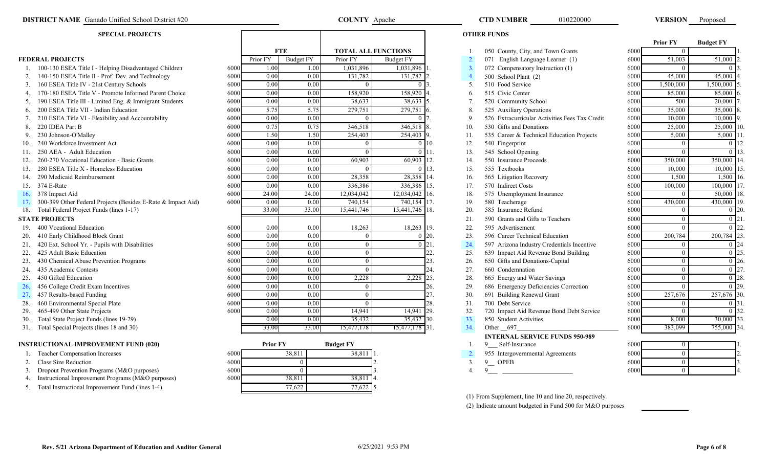**DISTRICT NAME** Ganado Unified School District #20 **COUNTY** Apache **CTD NUMBER** 010220000 **VERSION** Proposed

## SPECIAL PROJECTS

| | | FTE | | TOTAL ALL FUNCTIONS | | |
|---|---|---|---|---|---|---|
| **FEDERAL PROJECTS** | | Prior FY | Budget FY | Prior FY | Budget FY | |
| 1. 100-130 ESEA Title I - Helping Disadvantaged Children | 6000 | 1.00 | 1.00 | 1,031,896 | 1,031,896 | 1. |
| 2. 140-150 ESEA Title II - Prof. Dev. and Technology | 6000 | 0.00 | 0.00 | 131,782 | 131,782 | 2. |
| 3. 160 ESEA Title IV - 21st Century Schools | 6000 | 0.00 | 0.00 | 0 | 0 | 3. |
| 4. 170-180 ESEA Title V - Promote Informed Parent Choice | 6000 | 0.00 | 0.00 | 158,920 | 158,920 | 4. |
| 5. 190 ESEA Title III - Limited Eng. & Immigrant Students | 6000 | 0.00 | 0.00 | 38,633 | 38,633 | 5. |
| 6. 200 ESEA Title VII - Indian Education | 6000 | 5.75 | 5.75 | 279,751 | 279,751 | 6. |
| 7. 210 ESEA Title VI - Flexibility and Accountability | 6000 | 0.00 | 0.00 | 0 | 0 | 7. |
| 8. 220 IDEA Part B | 6000 | 0.75 | 0.75 | 346,518 | 346,518 | 8. |
| 9. 230 Johnson-O'Malley | 6000 | 1.50 | 1.50 | 254,403 | 254,403 | 9. |
| 10. 240 Workforce Investment Act | 6000 | 0.00 | 0.00 | 0 | 0 | 10. |
| 11. 250 AEA - Adult Education | 6000 | 0.00 | 0.00 | 0 | 0 | 11. |
| 12. 260-270 Vocational Education - Basic Grants | 6000 | 0.00 | 0.00 | 60,903 | 60,903 | 12. |
| 13. 280 ESEA Title X - Homeless Education | 6000 | 0.00 | 0.00 | 0 | 0 | 13. |
| 14. 290 Medicaid Reimbursement | 6000 | 0.00 | 0.00 | 28,358 | 28,358 | 14. |
| 15. 374 E-Rate | 6000 | 0.00 | 0.00 | 336,386 | 336,386 | 15. |
| 16. 378 Impact Aid | 6000 | 24.00 | 24.00 | 12,034,042 | 12,034,042 | 16. |
| 17. 300-399 Other Federal Projects (Besides E-Rate & Impact Aid) | 6000 | 0.00 | 0.00 | 740,154 | 740,154 | 17. |
| 18. Total Federal Project Funds (lines 1-17) | | 33.00 | 33.00 | 15,441,746 | 15,441,746 | 18. |
| **STATE PROJECTS** | | | | | | |
| 19. 400 Vocational Education | 6000 | 0.00 | 0.00 | 18,263 | 18,263 | 19. |
| 20. 410 Early Childhood Block Grant | 6000 | 0.00 | 0.00 | 0 | 0 | 20. |
| 21. 420 Ext. School Yr. - Pupils with Disabilities | 6000 | 0.00 | 0.00 | 0 | 0 | 21. |
| 22. 425 Adult Basic Education | 6000 | 0.00 | 0.00 | 0 | | 22. |
| 23. 430 Chemical Abuse Prevention Programs | 6000 | 0.00 | 0.00 | 0 | | 23. |
| 24. 435 Academic Contests | 6000 | 0.00 | 0.00 | 0 | | 24. |
| 25. 450 Gifted Education | 6000 | 0.00 | 0.00 | 2,228 | 2,228 | 25. |
| 26. 456 College Credit Exam Incentives | 6000 | 0.00 | 0.00 | 0 | | 26. |
| 27. 457 Results-based Funding | 6000 | 0.00 | 0.00 | 0 | | 27. |
| 28. 460 Environmental Special Plate | 6000 | 0.00 | 0.00 | 0 | | 28. |
| 29. 465-499 Other State Projects | 6000 | 0.00 | 0.00 | 14,941 | 14,941 | 29. |
| 30. Total State Project Funds (lines 19-29) | | 0.00 | 0.00 | 35,432 | 35,432 | 30. |
| 31. Total Special Projects (lines 18 and 30) | | 33.00 | 33.00 | 15,477,178 | 15,477,178 | 31. |

## INSTRUCTIONAL IMPROVEMENT FUND (020)

| | | Prior FY | Budget FY | |
|---|---|---|---|---|
| 1. Teacher Compensation Increases | 6000 | 38,811 | 38,811 | 1. |
| 2. Class Size Reduction | 6000 | 0 | | 2. |
| 3. Dropout Prevention Programs (M&O purposes) | 6000 | 0 | | 3. |
| 4. Instructional Improvement Programs (M&O purposes) | 6000 | 38,811 | 38,811 | 4. |
| 5. Total Instructional Improvement Fund (lines 1-4) | | 77,622 | 77,622 | 5. |

## OTHER FUNDS

| | | | Prior FY | Budget FY | |
|---|---|---|---|---|---|
| 1. | 050 County, City, and Town Grants | 6000 | 0 | | 1. |
| 2. | 071 English Language Learner (1) | 6000 | 51,003 | 51,000 | 2. |
| 3. | 072 Compensatory Instruction (1) | 6000 | 0 | 0 | 3. |
| 4. | 500 School Plant (2) | 6000 | 45,000 | 45,000 | 4. |
| 5. | 510 Food Service | 6000 | 1,500,000 | 1,500,000 | 5. |
| 6. | 515 Civic Center | 6000 | 85,000 | 85,000 | 6. |
| 7. | 520 Community School | 6000 | 500 | 20,000 | 7. |
| 8. | 525 Auxiliary Operations | 6000 | 35,000 | 35,000 | 8. |
| 9. | 526 Extracurricular Activities Fees Tax Credit | 6000 | 10,000 | 10,000 | 9. |
| 10. | 530 Gifts and Donations | 6000 | 25,000 | 25,000 | 10. |
| 11. | 535 Career & Technical Education Projects | 6000 | 5,000 | 5,000 | 11. |
| 12. | 540 Fingerprint | 6000 | 0 | 0 | 12. |
| 13. | 545 School Opening | 6000 | 0 | 0 | 13. |
| 14. | 550 Insurance Proceeds | 6000 | 350,000 | 350,000 | 14. |
| 15. | 555 Textbooks | 6000 | 10,000 | 10,000 | 15. |
| 16. | 565 Litigation Recovery | 6000 | 1,500 | 1,500 | 16. |
| 17. | 570 Indirect Costs | 6000 | 100,000 | 100,000 | 17. |
| 18. | 575 Unemployment Insurance | 6000 | 0 | 50,000 | 18. |
| 19. | 580 Teacherage | 6000 | 430,000 | 430,000 | 19. |
| 20. | 585 Insurance Refund | 6000 | 0 | 0 | 20. |
| 21. | 590 Grants and Gifts to Teachers | 6000 | 0 | 0 | 21. |
| 22. | 595 Advertisement | 6000 | 0 | 0 | 22. |
| 23. | 596 Career Technical Education | 6000 | 200,784 | 200,784 | 23. |
| 24. | 597 Arizona Industry Credentials Incentive | 6000 | 0 | 0 | 24 |
| 25. | 639 Impact Aid Revenue Bond Building | 6000 | 0 | 0 | 25. |
| 26. | 650 Gifts and Donations-Capital | 6000 | 0 | 0 | 26. |
| 27. | 660 Condemnation | 6000 | 0 | 0 | 27. |
| 28. | 665 Energy and Water Savings | 6000 | 0 | 0 | 28. |
| 29. | 686 Emergency Deficiencies Correction | 6000 | 0 | 0 | 29. |
| 30. | 691 Building Renewal Grant | 6000 | 257,676 | 257,676 | 30. |
| 31. | 700 Debt Service | 6000 | 0 | 0 | 31. |
| 32. | 720 Impact Aid Revenue Bond Debt Service | 6000 | 0 | 0 | 32. |
| 33. | 850 Student Activities | 6000 | 8,000 | 30,000 | 33. |
| 34. | Other 697 | 6000 | 383,099 | 755,000 | 34. |
| | **INTERNAL SERVICE FUNDS 950-989** | | | | |
| 1. | 9__ Self-Insurance | 6000 | 0 | | 1. |
| 2. | 955 Intergovernmental Agreements | 6000 | 0 | | 2. |
| 3. | 9__ OPEB | 6000 | 0 | | 3. |
| 4. | 9__ | 6000 | 0 | | 4. |

(1) From Supplement, line 10 and line 20, respectively.

(2) Indicate amount budgeted in Fund 500 for M&O purposes

Rev. 5/21 Arizona Department of Education and Auditor General 6/25/2021 9:53 PM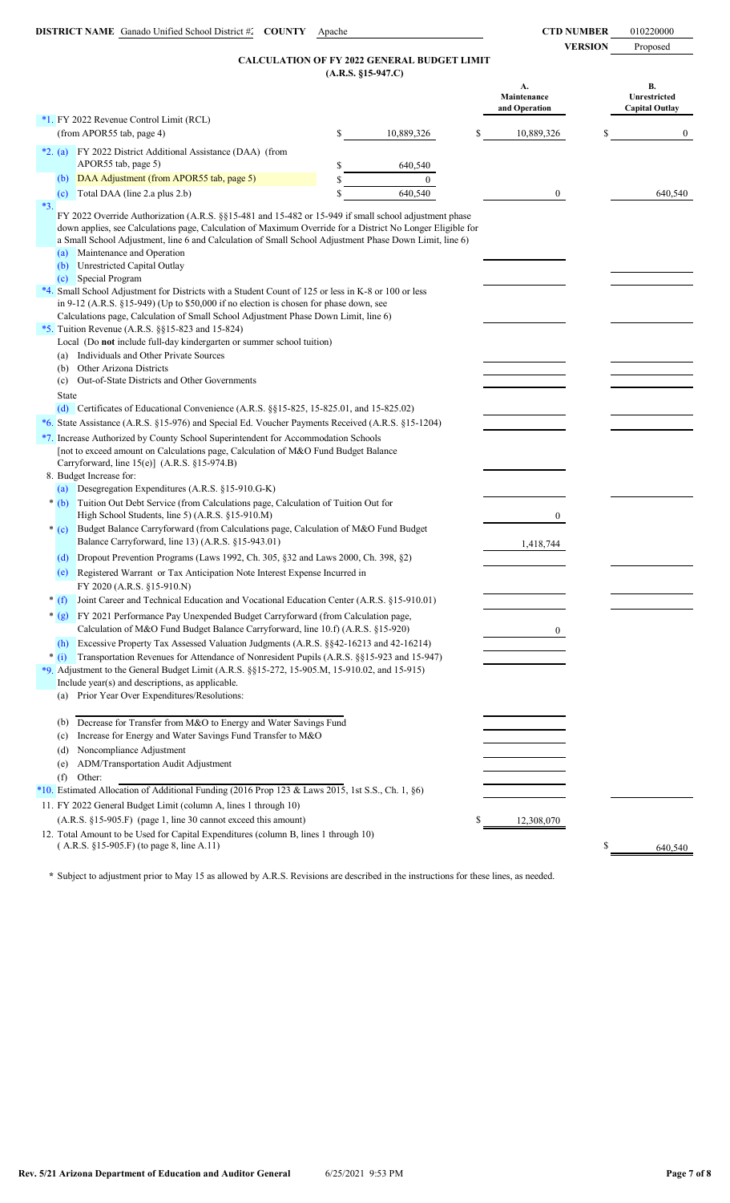**DISTRICT NAME** Ganado Unified School District #2 **COUNTY** Apache **CTD NUMBER** 010220000

**VERSION** Proposed

## CALCULATION OF FY 2022 GENERAL BUDGET LIMIT
### (A.R.S. §15-947.C)

| | | | A. Maintenance and Operation | B. Unrestricted Capital Outlay |
|---|---|---|---|---|
| *1. | FY 2022 Revenue Control Limit (RCL) (from APOR55 tab, page 4) | $ 10,889,326 | $ 10,889,326 | $ 0 |
| *2. (a) | FY 2022 District Additional Assistance (DAA) (from APOR55 tab, page 5) | $ 640,540 | | |
| (b) | DAA Adjustment (from APOR55 tab, page 5) | $ 0 | | |
| (c) | Total DAA (line 2.a plus 2.b) | $ 640,540 | 0 | 640,540 |
| *3. | FY 2022 Override Authorization (A.R.S. §§15-481 and 15-482 or 15-949 if small school adjustment phase down applies, see Calculations page, Calculation of Maximum Override for a District No Longer Eligible for a Small School Adjustment, line 6 and Calculation of Small School Adjustment Phase Down Limit, line 6) | | | |
| (a) | Maintenance and Operation | | | |
| (b) | Unrestricted Capital Outlay | | | |
| (c) | Special Program | | | |
| *4. | Small School Adjustment for Districts with a Student Count of 125 or less in K-8 or 100 or less in 9-12 (A.R.S. §15-949) (Up to $50,000 if no election is chosen for phase down, see Calculations page, Calculation of Small School Adjustment Phase Down Limit, line 6) | | | |
| *5. | Tuition Revenue (A.R.S. §§15-823 and 15-824) | | | |
| | Local (Do **not** include full-day kindergarten or summer school tuition) | | | |
| (a) | Individuals and Other Private Sources | | | |
| (b) | Other Arizona Districts | | | |
| (c) | Out-of-State Districts and Other Governments | | | |
| | State | | | |
| (d) | Certificates of Educational Convenience (A.R.S. §§15-825, 15-825.01, and 15-825.02) | | | |
| *6. | State Assistance (A.R.S. §15-976) and Special Ed. Voucher Payments Received (A.R.S. §15-1204) | | | |
| *7. | Increase Authorized by County School Superintendent for Accommodation Schools [not to exceed amount on Calculations page, Calculation of M&O Fund Budget Balance Carryforward, line 15(e)] (A.R.S. §15-974.B) | | | |
| 8. | Budget Increase for: | | | |
| (a) | Desegregation Expenditures (A.R.S. §15-910.G-K) | | | |
| * (b) | Tuition Out Debt Service (from Calculations page, Calculation of Tuition Out for High School Students, line 5) (A.R.S. §15-910.M) | | 0 | |
| * (c) | Budget Balance Carryforward (from Calculations page, Calculation of M&O Fund Budget Balance Carryforward, line 13) (A.R.S. §15-943.01) | | 1,418,744 | |
| (d) | Dropout Prevention Programs (Laws 1992, Ch. 305, §32 and Laws 2000, Ch. 398, §2) | | | |
| (e) | Registered Warrant or Tax Anticipation Note Interest Expense Incurred in FY 2020 (A.R.S. §15-910.N) | | | |
| * (f) | Joint Career and Technical Education and Vocational Education Center (A.R.S. §15-910.01) | | | |
| * (g) | FY 2021 Performance Pay Unexpended Budget Carryforward (from Calculation page, Calculation of M&O Fund Budget Balance Carryforward, line 10.f) (A.R.S. §15-920) | | 0 | |
| (h) | Excessive Property Tax Assessed Valuation Judgments (A.R.S. §§42-16213 and 42-16214) | | | |
| * (i) | Transportation Revenues for Attendance of Nonresident Pupils (A.R.S. §§15-923 and 15-947) | | | |
| *9. | Adjustment to the General Budget Limit (A.R.S. §§15-272, 15-905.M, 15-910.02, and 15-915) Include year(s) and descriptions, as applicable. | | | |
| (a) | Prior Year Over Expenditures/Resolutions: | | | |
| (b) | Decrease for Transfer from M&O to Energy and Water Savings Fund | | | |
| (c) | Increase for Energy and Water Savings Fund Transfer to M&O | | | |
| (d) | Noncompliance Adjustment | | | |
| (e) | ADM/Transportation Audit Adjustment | | | |
| (f) | Other: | | | |
| *10. | Estimated Allocation of Additional Funding (2016 Prop 123 & Laws 2015, 1st S.S., Ch. 1, §6) | | | |
| 11. | FY 2022 General Budget Limit (column A, lines 1 through 10) (A.R.S. §15-905.F) (page 1, line 30 cannot exceed this amount) | | $ 12,308,070 | |
| 12. | Total Amount to be Used for Capital Expenditures (column B, lines 1 through 10) ( A.R.S. §15-905.F) (to page 8, line A.11) | | | $ 640,540 |

\* Subject to adjustment prior to May 15 as allowed by A.R.S. Revisions are described in the instructions for these lines, as needed.

Rev. 5/21 Arizona Department of Education and Auditor General 6/25/2021 9:53 PM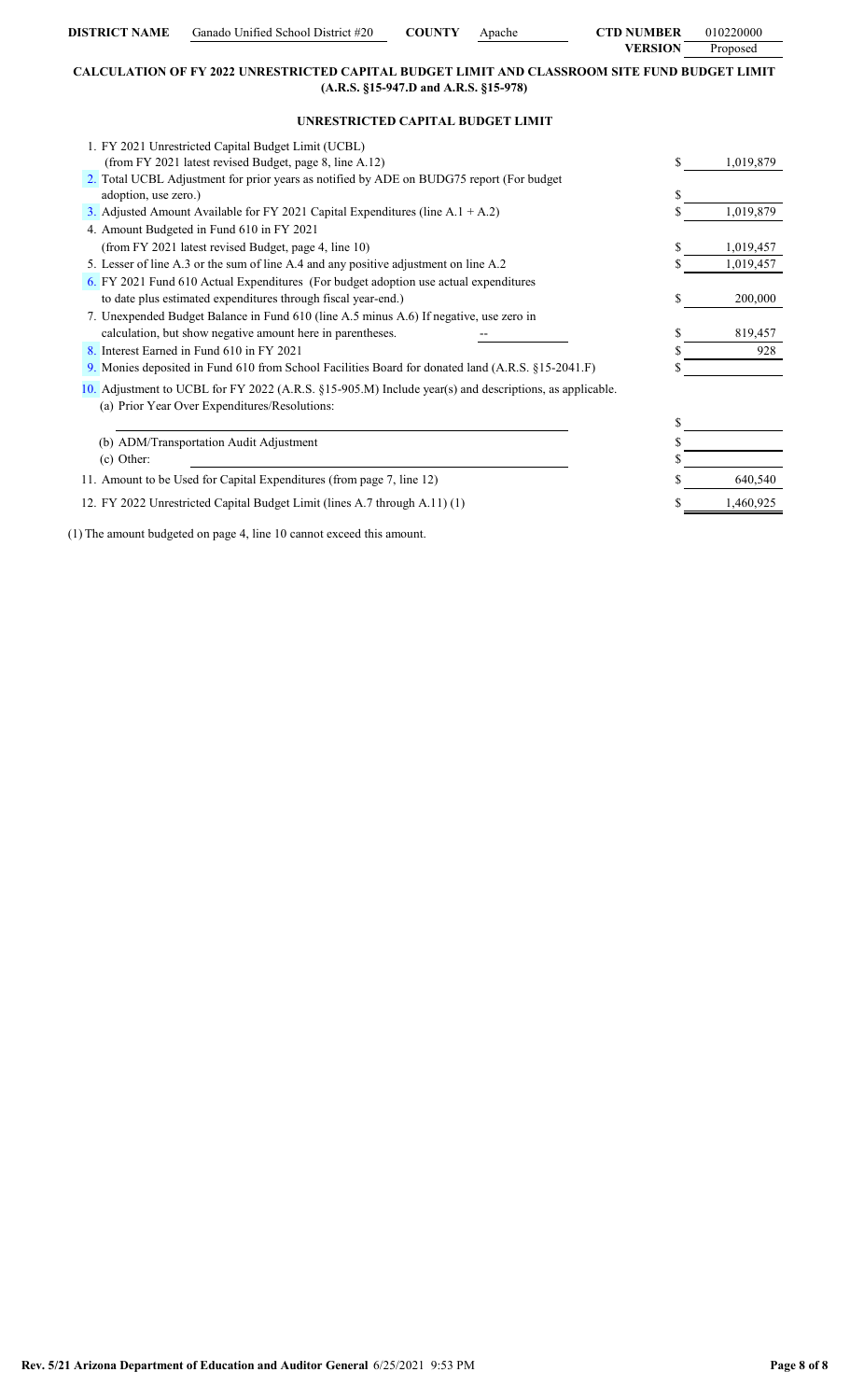| DISTRICT NAME | Ganado Unified School District #20 | COUNTY | Apache | CTD NUMBER | 010220000 |
|---|---|---|---|---|---|
| | | | | VERSION | Proposed |

## CALCULATION OF FY 2022 UNRESTRICTED CAPITAL BUDGET LIMIT AND CLASSROOM SITE FUND BUDGET LIMIT (A.R.S. §15-947.D and A.R.S. §15-978)

### UNRESTRICTED CAPITAL BUDGET LIMIT

| | |
|---|---|
| 1. FY 2021 Unrestricted Capital Budget Limit (UCBL) (from FY 2021 latest revised Budget, page 8, line A.12) | $ 1,019,879 |
| 2. Total UCBL Adjustment for prior years as notified by ADE on BUDG75 report (For budget adoption, use zero.) | $ |
| 3. Adjusted Amount Available for FY 2021 Capital Expenditures (line A.1 + A.2) | $ 1,019,879 |
| 4. Amount Budgeted in Fund 610 in FY 2021 (from FY 2021 latest revised Budget, page 4, line 10) | $ 1,019,457 |
| 5. Lesser of line A.3 or the sum of line A.4 and any positive adjustment on line A.2 | $ 1,019,457 |
| 6. FY 2021 Fund 610 Actual Expenditures (For budget adoption use actual expenditures to date plus estimated expenditures through fiscal year-end.) | $ 200,000 |
| 7. Unexpended Budget Balance in Fund 610 (line A.5 minus A.6) If negative, use zero in calculation, but show negative amount here in parentheses. -- | $ 819,457 |
| 8. Interest Earned in Fund 610 in FY 2021 | $ 928 |
| 9. Monies deposited in Fund 610 from School Facilities Board for donated land (A.R.S. §15-2041.F) | $ |
| 10. Adjustment to UCBL for FY 2022 (A.R.S. §15-905.M) Include year(s) and descriptions, as applicable. | |
| (a) Prior Year Over Expenditures/Resolutions: | $ |
| (b) ADM/Transportation Audit Adjustment | $ |
| (c) Other: | $ |
| 11. Amount to be Used for Capital Expenditures (from page 7, line 12) | $ 640,540 |
| 12. FY 2022 Unrestricted Capital Budget Limit (lines A.7 through A.11) (1) | $ 1,460,925 |

(1) The amount budgeted on page 4, line 10 cannot exceed this amount.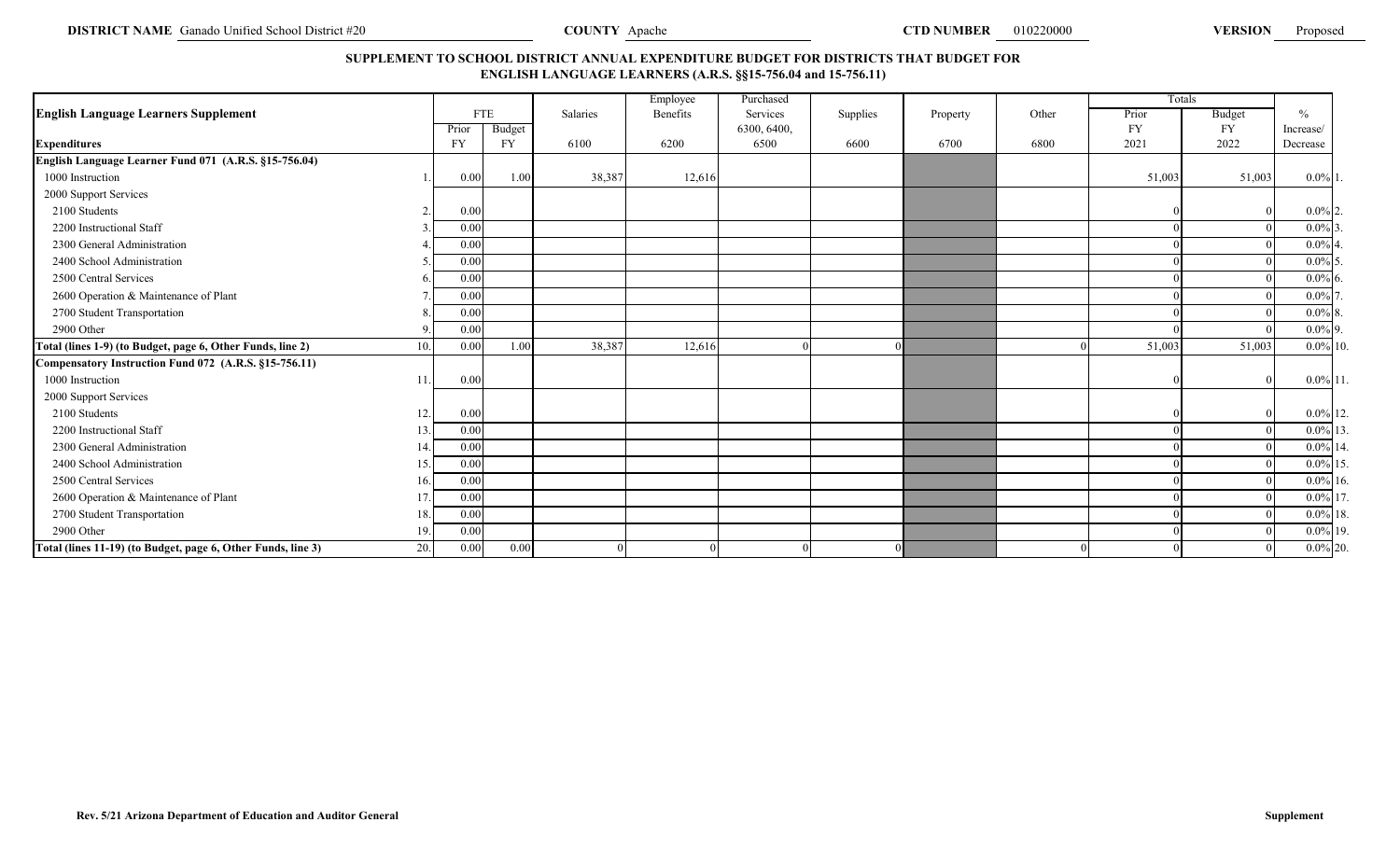**DISTRICT NAME** Ganado Unified School District #20 **COUNTY** Apache **CTD NUMBER** 010220000 **VERSION** Proposed

## SUPPLEMENT TO SCHOOL DISTRICT ANNUAL EXPENDITURE BUDGET FOR DISTRICTS THAT BUDGET FOR ENGLISH LANGUAGE LEARNERS (A.R.S. §§15-756.04 and 15-756.11)

| English Language Learners Supplement | | FTE | | Salaries | Employee Benefits | Purchased Services | Supplies | Property | Other | Totals | | % |
|---|---|---|---|---|---|---|---|---|---|---|---|---|
| **Expenditures** | | Prior FY | Budget FY | 6100 | 6200 | 6300, 6400, 6500 | 6600 | 6700 | 6800 | Prior FY 2021 | Budget FY 2022 | Increase/ Decrease |
| **English Language Learner Fund 071 (A.R.S. §15-756.04)** | | | | | | | | | | | | |
| 1000 Instruction | 1. | 0.00 | 1.00 | 38,387 | 12,616 | | | | | 51,003 | 51,003 | 0.0% 1. |
| 2000 Support Services | | | | | | | | | | | | |
| 2100 Students | 2. | 0.00 | | | | | | | | 0 | 0 | 0.0% 2. |
| 2200 Instructional Staff | 3. | 0.00 | | | | | | | | 0 | 0 | 0.0% 3. |
| 2300 General Administration | 4. | 0.00 | | | | | | | | 0 | 0 | 0.0% 4. |
| 2400 School Administration | 5. | 0.00 | | | | | | | | 0 | 0 | 0.0% 5. |
| 2500 Central Services | 6. | 0.00 | | | | | | | | 0 | 0 | 0.0% 6. |
| 2600 Operation & Maintenance of Plant | 7. | 0.00 | | | | | | | | 0 | 0 | 0.0% 7. |
| 2700 Student Transportation | 8. | 0.00 | | | | | | | | 0 | 0 | 0.0% 8. |
| 2900 Other | 9. | 0.00 | | | | | | | | 0 | 0 | 0.0% 9. |
| **Total (lines 1-9) (to Budget, page 6, Other Funds, line 2)** | 10. | 0.00 | 1.00 | 38,387 | 12,616 | 0 | 0 | | 0 | 51,003 | 51,003 | 0.0% 10. |
| **Compensatory Instruction Fund 072 (A.R.S. §15-756.11)** | | | | | | | | | | | | |
| 1000 Instruction | 11. | 0.00 | | | | | | | | 0 | 0 | 0.0% 11. |
| 2000 Support Services | | | | | | | | | | | | |
| 2100 Students | 12. | 0.00 | | | | | | | | 0 | 0 | 0.0% 12. |
| 2200 Instructional Staff | 13. | 0.00 | | | | | | | | 0 | 0 | 0.0% 13. |
| 2300 General Administration | 14. | 0.00 | | | | | | | | 0 | 0 | 0.0% 14. |
| 2400 School Administration | 15. | 0.00 | | | | | | | | 0 | 0 | 0.0% 15. |
| 2500 Central Services | 16. | 0.00 | | | | | | | | 0 | 0 | 0.0% 16. |
| 2600 Operation & Maintenance of Plant | 17. | 0.00 | | | | | | | | 0 | 0 | 0.0% 17. |
| 2700 Student Transportation | 18. | 0.00 | | | | | | | | 0 | 0 | 0.0% 18. |
| 2900 Other | 19. | 0.00 | | | | | | | | 0 | 0 | 0.0% 19. |
| **Total (lines 11-19) (to Budget, page 6, Other Funds, line 3)** | 20. | 0.00 | 0.00 | 0 | 0 | 0 | 0 | | 0 | 0 | 0 | 0.0% 20. |

Rev. 5/21 Arizona Department of Education and Auditor General — Supplement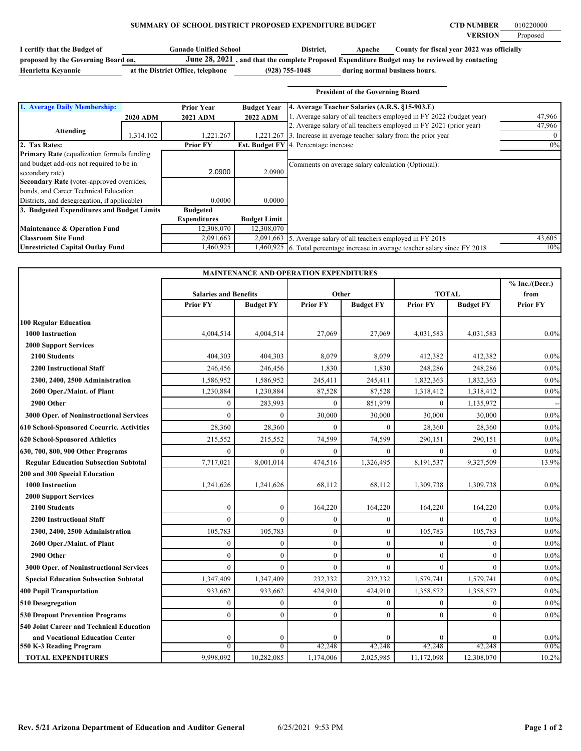## SUMMARY OF SCHOOL DISTRICT PROPOSED EXPENDITURE BUDGET

**CTD NUMBER** 010220000
**VERSION** Proposed

**I certify that the Budget of** Ganado Unified School **District,** Apache **County for fiscal year 2022 was officially proposed by the Governing Board on,** June 28, 2021**, and that the complete Proposed Expenditure Budget may be reviewed by contacting** Henrietta Keyannie **at the District Office, telephone** (928) 755-1048 **during normal business hours.**

**President of the Governing Board**

| 1. Average Daily Membership: | 2020 ADM | Prior Year 2021 ADM | Budget Year 2022 ADM |
|---|---|---|---|
| Attending | 1,314.102 | 1,221.267 | 1,221.267 |

| 2. Tax Rates: | Prior FY | Est. Budget FY |
|---|---|---|
| Primary Rate (equalization formula funding and budget add-ons not required to be in secondary rate) | 2.0900 | 2.0900 |
| Secondary Rate (voter-approved overrides, bonds, and Career Technical Education Districts, and desegregation, if applicable) | 0.0000 | 0.0000 |

| 3. Budgeted Expenditures and Budget Limits | Budgeted Expenditures | Budget Limit |
|---|---|---|
| Maintenance & Operation Fund | 12,308,070 | 12,308,070 |
| Classroom Site Fund | 2,091,663 | 2,091,663 |
| Unrestricted Capital Outlay Fund | 1,460,925 | 1,460,925 |

| 4. Average Teacher Salaries (A.R.S. §15-903.E) | |
|---|---|
| 1. Average salary of all teachers employed in FY 2022 (budget year) | 47,966 |
| 2. Average salary of all teachers employed in FY 2021 (prior year) | 47,966 |
| 3. Increase in average teacher salary from the prior year | 0 |
| 4. Percentage increase | 0% |
| Comments on average salary calculation (Optional): | |
| 5. Average salary of all teachers employed in FY 2018 | 43,605 |
| 6. Total percentage increase in average teacher salary since FY 2018 | 10% |

### MAINTENANCE AND OPERATION EXPENDITURES

| | Salaries and Benefits | | Other | | TOTAL | | % Inc./(Decr.) from |
|---|---|---|---|---|---|---|---|
| | Prior FY | Budget FY | Prior FY | Budget FY | Prior FY | Budget FY | Prior FY |
| **100 Regular Education** | | | | | | | |
| 1000 Instruction | 4,004,514 | 4,004,514 | 27,069 | 27,069 | 4,031,583 | 4,031,583 | 0.0% |
| 2000 Support Services | | | | | | | |
| 2100 Students | 404,303 | 404,303 | 8,079 | 8,079 | 412,382 | 412,382 | 0.0% |
| 2200 Instructional Staff | 246,456 | 246,456 | 1,830 | 1,830 | 248,286 | 248,286 | 0.0% |
| 2300, 2400, 2500 Administration | 1,586,952 | 1,586,952 | 245,411 | 245,411 | 1,832,363 | 1,832,363 | 0.0% |
| 2600 Oper./Maint. of Plant | 1,230,884 | 1,230,884 | 87,528 | 87,528 | 1,318,412 | 1,318,412 | 0.0% |
| 2900 Other | 0 | 283,993 | 0 | 851,979 | 0 | 1,135,972 | -- |
| 3000 Oper. of Noninstructional Services | 0 | 0 | 30,000 | 30,000 | 30,000 | 30,000 | 0.0% |
| 610 School-Sponsored Cocurric. Activities | 28,360 | 28,360 | 0 | 0 | 28,360 | 28,360 | 0.0% |
| 620 School-Sponsored Athletics | 215,552 | 215,552 | 74,599 | 74,599 | 290,151 | 290,151 | 0.0% |
| 630, 700, 800, 900 Other Programs | 0 | 0 | 0 | 0 | 0 | 0 | 0.0% |
| Regular Education Subsection Subtotal | 7,717,021 | 8,001,014 | 474,516 | 1,326,495 | 8,191,537 | 9,327,509 | 13.9% |
| **200 and 300 Special Education** | | | | | | | |
| 1000 Instruction | 1,241,626 | 1,241,626 | 68,112 | 68,112 | 1,309,738 | 1,309,738 | 0.0% |
| 2000 Support Services | | | | | | | |
| 2100 Students | 0 | 0 | 164,220 | 164,220 | 164,220 | 164,220 | 0.0% |
| 2200 Instructional Staff | 0 | 0 | 0 | 0 | 0 | 0 | 0.0% |
| 2300, 2400, 2500 Administration | 105,783 | 105,783 | 0 | 0 | 105,783 | 105,783 | 0.0% |
| 2600 Oper./Maint. of Plant | 0 | 0 | 0 | 0 | 0 | 0 | 0.0% |
| 2900 Other | 0 | 0 | 0 | 0 | 0 | 0 | 0.0% |
| 3000 Oper. of Noninstructional Services | 0 | 0 | 0 | 0 | 0 | 0 | 0.0% |
| Special Education Subsection Subtotal | 1,347,409 | 1,347,409 | 232,332 | 232,332 | 1,579,741 | 1,579,741 | 0.0% |
| **400 Pupil Transportation** | 933,662 | 933,662 | 424,910 | 424,910 | 1,358,572 | 1,358,572 | 0.0% |
| **510 Desegregation** | 0 | 0 | 0 | 0 | 0 | 0 | 0.0% |
| **530 Dropout Prevention Programs** | 0 | 0 | 0 | 0 | 0 | 0 | 0.0% |
| **540 Joint Career and Technical Education and Vocational Education Center** | 0 | 0 | 0 | 0 | 0 | 0 | 0.0% |
| **550 K-3 Reading Program** | 0 | 0 | 42,248 | 42,248 | 42,248 | 42,248 | 0.0% |
| **TOTAL EXPENDITURES** | 9,998,092 | 10,282,085 | 1,174,006 | 2,025,985 | 11,172,098 | 12,308,070 | 10.2% |

Rev. 5/21 Arizona Department of Education and Auditor General 6/25/2021 9:53 PM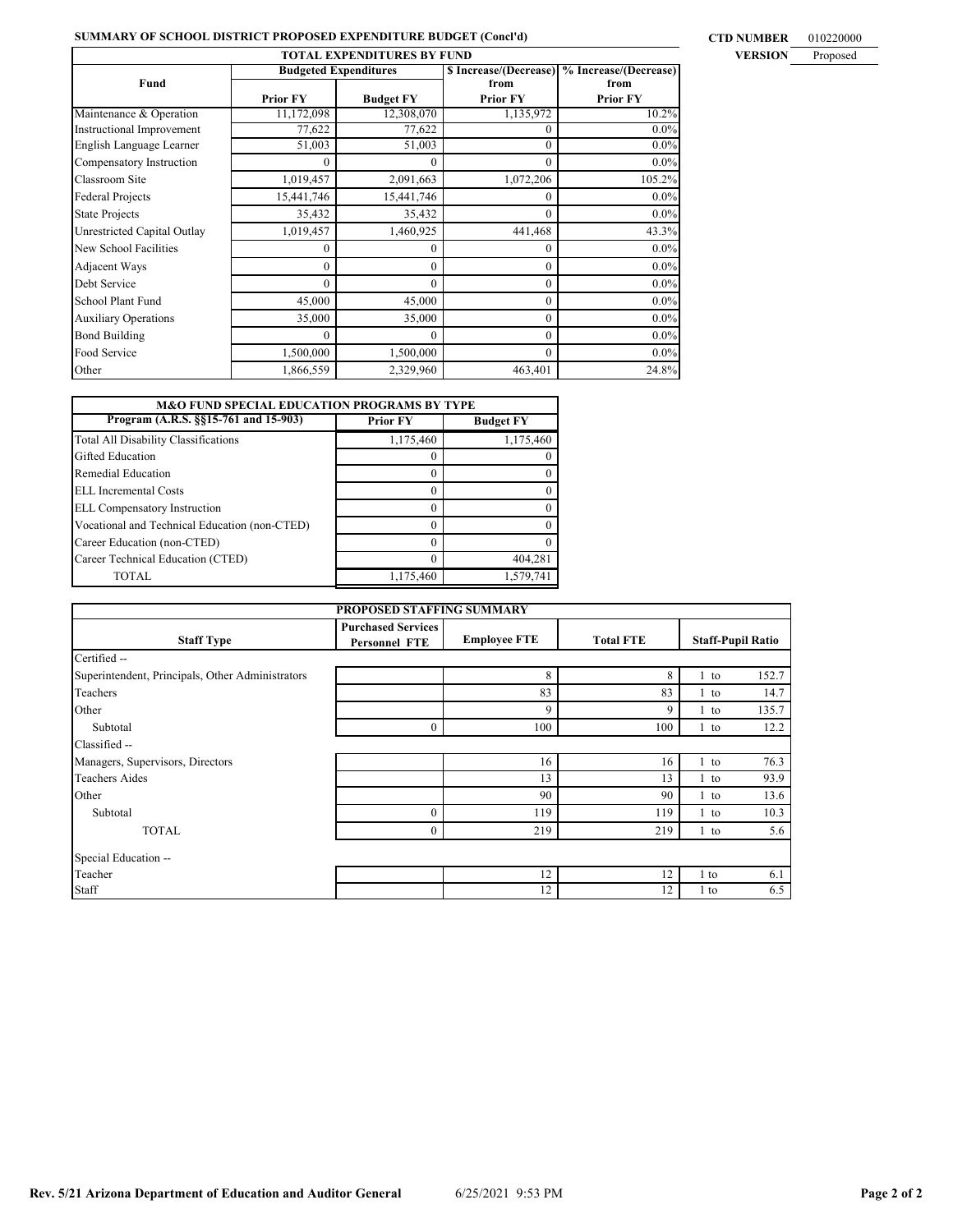## SUMMARY OF SCHOOL DISTRICT PROPOSED EXPENDITURE BUDGET (Concl'd)

**CTD NUMBER** 010220000
**VERSION** Proposed

| TOTAL EXPENDITURES BY FUND | | | | |
|---|---|---|---|---|
| **Fund** | **Budgeted Expenditures** | | **$ Increase/(Decrease) from** | **% Increase/(Decrease) from** |
| | **Prior FY** | **Budget FY** | **Prior FY** | **Prior FY** |
| Maintenance & Operation | 11,172,098 | 12,308,070 | 1,135,972 | 10.2% |
| Instructional Improvement | 77,622 | 77,622 | 0 | 0.0% |
| English Language Learner | 51,003 | 51,003 | 0 | 0.0% |
| Compensatory Instruction | 0 | 0 | 0 | 0.0% |
| Classroom Site | 1,019,457 | 2,091,663 | 1,072,206 | 105.2% |
| Federal Projects | 15,441,746 | 15,441,746 | 0 | 0.0% |
| State Projects | 35,432 | 35,432 | 0 | 0.0% |
| Unrestricted Capital Outlay | 1,019,457 | 1,460,925 | 441,468 | 43.3% |
| New School Facilities | 0 | 0 | 0 | 0.0% |
| Adjacent Ways | 0 | 0 | 0 | 0.0% |
| Debt Service | 0 | 0 | 0 | 0.0% |
| School Plant Fund | 45,000 | 45,000 | 0 | 0.0% |
| Auxiliary Operations | 35,000 | 35,000 | 0 | 0.0% |
| Bond Building | 0 | 0 | 0 | 0.0% |
| Food Service | 1,500,000 | 1,500,000 | 0 | 0.0% |
| Other | 1,866,559 | 2,329,960 | 463,401 | 24.8% |

| M&O FUND SPECIAL EDUCATION PROGRAMS BY TYPE | | |
|---|---|---|
| **Program (A.R.S. §§15-761 and 15-903)** | **Prior FY** | **Budget FY** |
| Total All Disability Classifications | 1,175,460 | 1,175,460 |
| Gifted Education | 0 | 0 |
| Remedial Education | 0 | 0 |
| ELL Incremental Costs | 0 | 0 |
| ELL Compensatory Instruction | 0 | 0 |
| Vocational and Technical Education (non-CTED) | 0 | 0 |
| Career Education (non-CTED) | 0 | 0 |
| Career Technical Education (CTED) | 0 | 404,281 |
| TOTAL | 1,175,460 | 1,579,741 |

| PROPOSED STAFFING SUMMARY | | | | |
|---|---|---|---|---|
| **Staff Type** | **Purchased Services Personnel FTE** | **Employee FTE** | **Total FTE** | **Staff-Pupil Ratio** |
| Certified -- | | | | |
| Superintendent, Principals, Other Administrators | | 8 | 8 | 1 to 152.7 |
| Teachers | | 83 | 83 | 1 to 14.7 |
| Other | | 9 | 9 | 1 to 135.7 |
| Subtotal | 0 | 100 | 100 | 1 to 12.2 |
| Classified -- | | | | |
| Managers, Supervisors, Directors | | 16 | 16 | 1 to 76.3 |
| Teachers Aides | | 13 | 13 | 1 to 93.9 |
| Other | | 90 | 90 | 1 to 13.6 |
| Subtotal | 0 | 119 | 119 | 1 to 10.3 |
| TOTAL | 0 | 219 | 219 | 1 to 5.6 |
| Special Education -- | | | | |
| Teacher | | 12 | 12 | 1 to 6.1 |
| Staff | | 12 | 12 | 1 to 6.5 |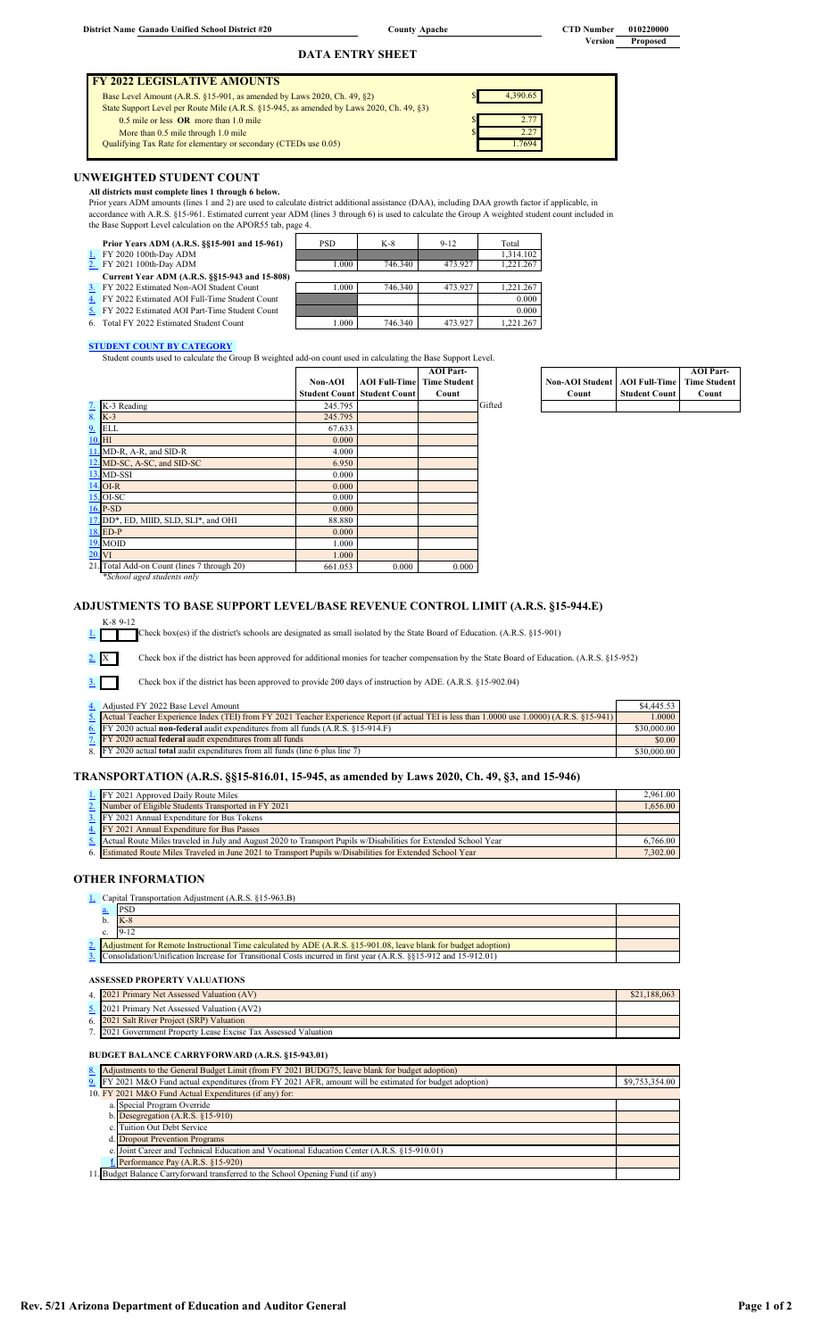District Name **Ganado Unified School District #20** | County **Apache** | CTD Number **010220000** | Version **Proposed**

# DATA ENTRY SHEET

## FY 2022 LEGISLATIVE AMOUNTS

| | |
|---|---|
| Base Level Amount (A.R.S. §15-901, as amended by Laws 2020, Ch. 49, §2) | $ 4,390.65 |
| State Support Level per Route Mile (A.R.S. §15-945, as amended by Laws 2020, Ch. 49, §3) | |
| 0.5 mile or less **OR** more than 1.0 mile | $ 2.77 |
| More than 0.5 mile through 1.0 mile | $ 2.27 |
| Qualifying Tax Rate for elementary or secondary (CTEDs use 0.05) | 1.7694 |

## UNWEIGHTED STUDENT COUNT

**All districts must complete lines 1 through 6 below.**

Prior years ADM amounts (lines 1 and 2) are used to calculate district additional assistance (DAA), including DAA growth factor if applicable, in accordance with A.R.S. §15-961. Estimated current year ADM (lines 3 through 6) is used to calculate the Group A weighted student count included in the Base Support Level calculation on the APOR55 tab, page 4.

| | PSD | K-8 | 9-12 | Total |
|---|---|---|---|---|
| **Prior Years ADM (A.R.S. §§15-901 and 15-961)** | | | | |
| 1. FY 2020 100th-Day ADM | | | | 1,314.102 |
| 2. FY 2021 100th-Day ADM | 1.000 | 746.340 | 473.927 | 1,221.267 |
| **Current Year ADM (A.R.S. §§15-943 and 15-808)** | | | | |
| 3. FY 2022 Estimated Non-AOI Student Count | 1.000 | 746.340 | 473.927 | 1,221.267 |
| 4. FY 2022 Estimated AOI Full-Time Student Count | | | | 0.000 |
| 5. FY 2022 Estimated AOI Part-Time Student Count | | | | 0.000 |
| 6. Total FY 2022 Estimated Student Count | 1.000 | 746.340 | 473.927 | 1,221.267 |

### STUDENT COUNT BY CATEGORY

Student counts used to calculate the Group B weighted add-on count used in calculating the Base Support Level.

| | Non-AOI Student Count | AOI Full-Time Student Count | AOI Part-Time Student Count |
|---|---|---|---|
| 7. K-3 Reading | 245.795 | | |
| 8. K-3 | 245.795 | | |
| 9. ELL | 67.633 | | |
| 10. HI | 0.000 | | |
| 11. MD-R, A-R, and SID-R | 4.000 | | |
| 12. MD-SC, A-SC, and SID-SC | 6.950 | | |
| 13. MD-SSI | 0.000 | | |
| 14. OI-R | 0.000 | | |
| 15. OI-SC | 0.000 | | |
| 16. P-SD | 0.000 | | |
| 17. DD*, ED, MIID, SLD, SLI*, and OHI | 88.880 | | |
| 18. ED-P | 0.000 | | |
| 19. MOID | 1.000 | | |
| 20. VI | 1.000 | | |
| 21. Total Add-on Count (lines 7 through 20) | 661.053 | 0.000 | 0.000 |

*School aged students only

| | Non-AOI Student Count | AOI Full-Time Student Count | AOI Part-Time Student Count |
|---|---|---|---|
| Gifted | | | |

## ADJUSTMENTS TO BASE SUPPORT LEVEL/BASE REVENUE CONTROL LIMIT (A.R.S. §15-944.E)

1. K-8 [ ] 9-12 [ ] Check box(es) if the district's schools are designated as small isolated by the State Board of Education. (A.R.S. §15-901)
2. [X] Check box if the district has been approved for additional monies for teacher compensation by the State Board of Education. (A.R.S. §15-952)
3. [ ] Check box if the district has been approved to provide 200 days of instruction by ADE. (A.R.S. §15-902.04)

| | |
|---|---|
| 4. Adjusted FY 2022 Base Level Amount | $4,445.53 |
| 5. Actual Teacher Experience Index (TEI) from FY 2021 Teacher Experience Report (if actual TEI is less than 1.0000 use 1.0000) (A.R.S. §15-941) | 1.0000 |
| 6. FY 2020 actual **non-federal** audit expenditures from all funds (A.R.S. §15-914.F) | $30,000.00 |
| 7. FY 2020 actual **federal** audit expenditures from all funds | $0.00 |
| 8. FY 2020 actual **total** audit expenditures from all funds (line 6 plus line 7) | $30,000.00 |

## TRANSPORTATION (A.R.S. §§15-816.01, 15-945, as amended by Laws 2020, Ch. 49, §3, and 15-946)

| | |
|---|---|
| 1. FY 2021 Approved Daily Route Miles | 2,961.00 |
| 2. Number of Eligible Students Transported in FY 2021 | 1,656.00 |
| 3. FY 2021 Annual Expenditure for Bus Tokens | |
| 4. FY 2021 Annual Expenditure for Bus Passes | |
| 5. Actual Route Miles traveled in July and August 2020 to Transport Pupils w/Disabilities for Extended School Year | 6,766.00 |
| 6. Estimated Route Miles Traveled in June 2021 to Transport Pupils w/Disabilities for Extended School Year | 7,302.00 |

## OTHER INFORMATION

| | |
|---|---|
| 1. Capital Transportation Adjustment (A.R.S. §15-963.B) | |
| a. PSD | |
| b. K-8 | |
| c. 9-12 | |
| 2. Adjustment for Remote Instructional Time calculated by ADE (A.R.S. §15-901.08, leave blank for budget adoption) | |
| 3. Consolidation/Unification Increase for Transitional Costs incurred in first year (A.R.S. §§15-912 and 15-912.01) | |

### ASSESSED PROPERTY VALUATIONS

| | |
|---|---|
| 4. 2021 Primary Net Assessed Valuation (AV) | $21,188,063 |
| 5. 2021 Primary Net Assessed Valuation (AV2) | |
| 6. 2021 Salt River Project (SRP) Valuation | |
| 7. 2021 Government Property Lease Excise Tax Assessed Valuation | |

### BUDGET BALANCE CARRYFORWARD (A.R.S. §15-943.01)

| | |
|---|---|
| 8. Adjustments to the General Budget Limit (from FY 2021 BUDG75, leave blank for budget adoption) | |
| 9. FY 2021 M&O Fund actual expenditures (from FY 2021 AFR, amount will be estimated for budget adoption) | $9,753,354.00 |
| 10. FY 2021 M&O Fund Actual Expenditures (if any) for: | |
| a. Special Program Override | |
| b. Desegregation (A.R.S. §15-910) | |
| c. Tuition Out Debt Service | |
| d. Dropout Prevention Programs | |
| e. Joint Career and Technical Education and Vocational Education Center (A.R.S. §15-910.01) | |
| f. Performance Pay (A.R.S. §15-920) | |
| 11. Budget Balance Carryforward transferred to the School Opening Fund (if any) | |

Rev. 5/21 Arizona Department of Education and Auditor General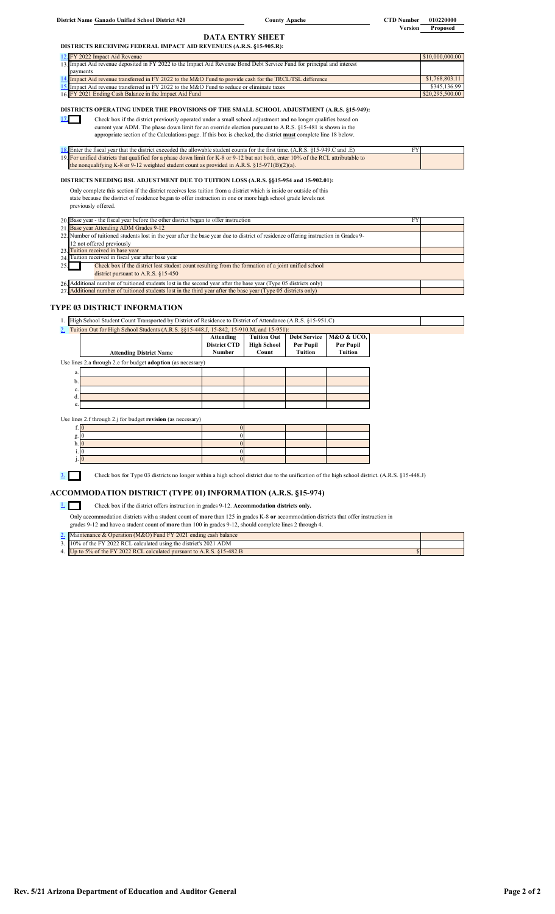District Name **Ganado Unified School District #20** County **Apache** CTD Number **010220000**
Version **Proposed**

# DATA ENTRY SHEET

**DISTRICTS RECEIVING FEDERAL IMPACT AID REVENUES (A.R.S. §15-905.R):**

| | | |
|---|---|---|
| 12. | FY 2022 Impact Aid Revenue | $10,000,000.00 |
| 13. | Impact Aid revenue deposited in FY 2022 to the Impact Aid Revenue Bond Debt Service Fund for principal and interest payments | |
| 14. | Impact Aid revenue transferred in FY 2022 to the M&O Fund to provide cash for the TRCL/TSL difference | $1,768,803.11 |
| 15. | Impact Aid revenue transferred in FY 2022 to the M&O Fund to reduce or eliminate taxes | $345,136.99 |
| 16. | FY 2021 Ending Cash Balance in the Impact Aid Fund | $20,295,500.00 |

**DISTRICTS OPERATING UNDER THE PROVISIONS OF THE SMALL SCHOOL ADJUSTMENT (A.R.S. §15-949):**

17. ☐ Check box if the district previously operated under a small school adjustment and no longer qualifies based on current year ADM. The phase down limit for an override election pursuant to A.R.S. §15-481 is shown in the appropriate section of the Calculations page. If this box is checked, the district **must** complete line 18 below.

| | | |
|---|---|---|
| 18. | Enter the fiscal year that the district exceeded the allowable student counts for the first time. (A.R.S. §15-949.C and .E) | FY |
| 19. | For unified districts that qualified for a phase down limit for K-8 or 9-12 but not both, enter 10% of the RCL attributable to the nonqualifying K-8 or 9-12 weighted student count as provided in A.R.S. §15-971(B)(2)(a). | |

**DISTRICTS NEEDING BSL ADJUSTMENT DUE TO TUITION LOSS (A.R.S. §§15-954 and 15-902.01):**

Only complete this section if the district receives less tuition from a district which is inside or outside of this state because the district of residence began to offer instruction in one or more high school grade levels not previously offered.

| | | |
|---|---|---|
| 20. | Base year - the fiscal year before the other district began to offer instruction | FY |
| 21. | Base year Attending ADM Grades 9-12 | |
| 22. | Number of tuitioned students lost in the year after the base year due to district of residence offering instruction in Grades 9-12 not offered previously | |
| 23. | Tuition received in base year | |
| 24. | Tuition received in fiscal year after base year | |
| 25. | ☐ Check box if the district lost student count resulting from the formation of a joint unified school district pursuant to A.R.S. §15-450 | |
| 26. | Additional number of tuitioned students lost in the second year after the base year (Type 05 districts only) | |
| 27. | Additional number of tuitioned students lost in the third year after the base year (Type 05 districts only) | |

## TYPE 03 DISTRICT INFORMATION

1. High School Student Count Transported by District of Residence to District of Attendance (A.R.S. §15-951.C)

2. Tuition Out for High School Students (A.R.S. §§15-448.J, 15-842, 15-910.M, and 15-951):

| | Attending District Name | Attending District CTD Number | Tuition Out High School Count | Debt Service Per Pupil Tuition | M&O & UCO, Per Pupil Tuition |
|---|---|---|---|---|---|
| | Use lines 2.a through 2.e for budget **adoption** (as necessary) | | | | |
| a. | | | | | |
| b. | | | | | |
| c. | | | | | |
| d. | | | | | |
| e. | | | | | |
| | Use lines 2.f through 2.j for budget **revision** (as necessary) | | | | |
| f. | 0 | 0 | | | |
| g. | 0 | 0 | | | |
| h. | 0 | 0 | | | |
| i. | 0 | 0 | | | |
| j. | 0 | 0 | | | |

3. ☐ Check box for Type 03 districts no longer within a high school district due to the unification of the high school district. (A.R.S. §15-448.J)

## ACCOMMODATION DISTRICT (TYPE 01) INFORMATION (A.R.S. §15-974)

1. ☐ Check box if the district offers instruction in grades 9-12. **Accommodation districts only.**

Only accommodation districts with a student count of **more** than 125 in grades K-8 **or** accommodation districts that offer instruction in grades 9-12 and have a student count of **more** than 100 in grades 9-12, should complete lines 2 through 4.

| | | |
|---|---|---|
| 2. | Maintenance & Operation (M&O) Fund FY 2021 ending cash balance | |
| 3. | 10% of the FY 2022 RCL calculated using the district's 2021 ADM | |
| 4. | Up to 5% of the FY 2022 RCL calculated pursuant to A.R.S. §15-482.B | $ |

Rev. 5/21 Arizona Department of Education and Auditor General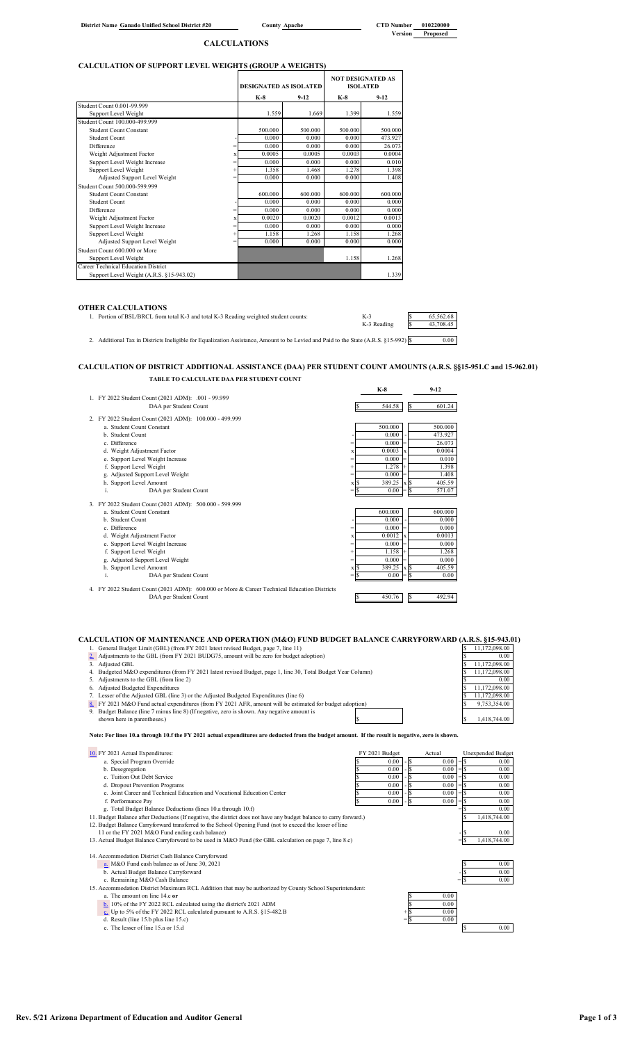District Name Ganado Unified School District #20 County Apache CTD Number 010220000
Version Proposed

# CALCULATIONS

## CALCULATION OF SUPPORT LEVEL WEIGHTS (GROUP A WEIGHTS)

| | | DESIGNATED AS ISOLATED | | NOT DESIGNATED AS ISOLATED | |
|---|---|---|---|---|---|
| | | K-8 | 9-12 | K-8 | 9-12 |
| Student Count 0.001-99.999 | | | | | |
| Support Level Weight | | 1.559 | 1.669 | 1.399 | 1.559 |
| Student Count 100.000-499.999 | | | | | |
| Student Count Constant | | 500.000 | 500.000 | 500.000 | 500.000 |
| Student Count | - | 0.000 | 0.000 | 0.000 | 473.927 |
| Difference | = | 0.000 | 0.000 | 0.000 | 26.073 |
| Weight Adjustment Factor | x | 0.0005 | 0.0005 | 0.0003 | 0.0004 |
| Support Level Weight Increase | = | 0.000 | 0.000 | 0.000 | 0.010 |
| Support Level Weight | + | 1.358 | 1.468 | 1.278 | 1.398 |
| Adjusted Support Level Weight | = | 0.000 | 0.000 | 0.000 | 1.408 |
| Student Count 500.000-599.999 | | | | | |
| Student Count Constant | | 600.000 | 600.000 | 600.000 | 600.000 |
| Student Count | - | 0.000 | 0.000 | 0.000 | 0.000 |
| Difference | = | 0.000 | 0.000 | 0.000 | 0.000 |
| Weight Adjustment Factor | x | 0.0020 | 0.0020 | 0.0012 | 0.0013 |
| Support Level Weight Increase | = | 0.000 | 0.000 | 0.000 | 0.000 |
| Support Level Weight | + | 1.158 | 1.268 | 1.158 | 1.268 |
| Adjusted Support Level Weight | = | 0.000 | 0.000 | 0.000 | 0.000 |
| Student Count 600.000 or More | | | | | |
| Support Level Weight | | | | 1.158 | 1.268 |
| Career Technical Education District | | | | | |
| Support Level Weight (A.R.S. §15-943.02) | | | | | 1.339 |

## OTHER CALCULATIONS

1. Portion of BSL/BRCL from total K-3 and total K-3 Reading weighted student counts:

| | |
|---|---|
| K-3 | $ 65,562.68 |
| K-3 Reading | $ 43,708.45 |

2. Additional Tax in Districts Ineligible for Equalization Assistance, Amount to be Levied and Paid to the State (A.R.S. §15-992) $ 0.00

## CALCULATION OF DISTRICT ADDITIONAL ASSISTANCE (DAA) PER STUDENT COUNT AMOUNTS (A.R.S. §§15-951.C and 15-962.01)

### TABLE TO CALCULATE DAA PER STUDENT COUNT

| | | K-8 | | 9-12 |
|---|---|---|---|---|
| 1. FY 2022 Student Count (2021 ADM): .001 - 99.999 | | | | |
| DAA per Student Count | | $ 544.58 | | $ 601.24 |
| 2. FY 2022 Student Count (2021 ADM): 100.000 - 499.999 | | | | |
| a. Student Count Constant | | 500.000 | | 500.000 |
| b. Student Count | - | 0.000 | - | 473.927 |
| c. Difference | = | 0.000 | = | 26.073 |
| d. Weight Adjustment Factor | x | 0.0003 | x | 0.0004 |
| e. Support Level Weight Increase | = | 0.000 | = | 0.010 |
| f. Support Level Weight | + | 1.278 | + | 1.398 |
| g. Adjusted Support Level Weight | = | 0.000 | = | 1.408 |
| h. Support Level Amount | x | $ 389.25 | x | $ 405.59 |
| i. DAA per Student Count | = | $ 0.00 | = | $ 571.07 |
| 3. FY 2022 Student Count (2021 ADM): 500.000 - 599.999 | | | | |
| a. Student Count Constant | | 600.000 | | 600.000 |
| b. Student Count | - | 0.000 | - | 0.000 |
| c. Difference | = | 0.000 | = | 0.000 |
| d. Weight Adjustment Factor | x | 0.0012 | x | 0.0013 |
| e. Support Level Weight Increase | = | 0.000 | = | 0.000 |
| f. Support Level Weight | + | 1.158 | + | 1.268 |
| g. Adjusted Support Level Weight | = | 0.000 | = | 0.000 |
| h. Support Level Amount | x | $ 389.25 | x | $ 405.59 |
| i. DAA per Student Count | = | $ 0.00 | = | $ 0.00 |
| 4. FY 2022 Student Count (2021 ADM): 600.000 or More & Career Technical Education Districts | | | | |
| DAA per Student Count | | $ 450.76 | | $ 492.94 |

## CALCULATION OF MAINTENANCE AND OPERATION (M&O) FUND BUDGET BALANCE CARRYFORWARD (A.R.S. §15-943.01)

| | |
|---|---|
| 1. General Budget Limit (GBL) (from FY 2021 latest revised Budget, page 7, line 11) | $ 11,172,098.00 |
| 2. Adjustments to the GBL (from FY 2021 BUDG75, amount will be zero for budget adoption) | $ 0.00 |
| 3. Adjusted GBL | $ 11,172,098.00 |
| 4. Budgeted M&O expenditures (from FY 2021 latest revised Budget, page 1, line 30, Total Budget Year Column) | $ 11,172,098.00 |
| 5. Adjustments to the GBL (from line 2) | $ 0.00 |
| 6. Adjusted Budgeted Expenditures | $ 11,172,098.00 |
| 7. Lesser of the Adjusted GBL (line 3) or the Adjusted Budgeted Expenditures (line 6) | $ 11,172,098.00 |
| 8. FY 2021 M&O Fund actual expenditures (from FY 2021 AFR, amount will be estimated for budget adoption) | $ 9,753,354.00 |
| 9. Budget Balance (line 7 minus line 8) (If negative, zero is shown. Any negative amount is shown here in parentheses.) $ | $ 1,418,744.00 |

**Note: For lines 10.a through 10.f the FY 2021 actual expenditures are deducted from the budget amount. If the result is negative, zero is shown.**

| 10. FY 2021 Actual Expenditures: | FY 2021 Budget | | Actual | | Unexpended Budget |
|---|---|---|---|---|---|
| a. Special Program Override | $ 0.00 | - | $ 0.00 | = | $ 0.00 |
| b. Desegregation | $ 0.00 | - | $ 0.00 | = | $ 0.00 |
| c. Tuition Out Debt Service | $ 0.00 | - | $ 0.00 | = | $ 0.00 |
| d. Dropout Prevention Programs | $ 0.00 | - | $ 0.00 | = | $ 0.00 |
| e. Joint Career and Technical Education and Vocational Education Center | $ 0.00 | - | $ 0.00 | = | $ 0.00 |
| f. Performance Pay | $ 0.00 | - | $ 0.00 | = | $ 0.00 |
| g. Total Budget Balance Deductions (lines 10.a through 10.f) | | | | = | $ 0.00 |
| 11. Budget Balance after Deductions (If negative, the district does not have any budget balance to carry forward.) | | | | | $ 1,418,744.00 |
| 12. Budget Balance Carryforward transferred to the School Opening Fund (not to exceed the lesser of line 11 or the FY 2021 M&O Fund ending cash balance) | | | | - | $ 0.00 |
| 13. Actual Budget Balance Carryforward to be used in M&O Fund (for GBL calculation on page 7, line 8.c) | | | | = | $ 1,418,744.00 |

14. Accommodation District Cash Balance Carryforward

| | | |
|---|---|---|
| a. M&O Fund cash balance as of June 30, 2021 | | $ 0.00 |
| b. Actual Budget Balance Carryforward | - | $ 0.00 |
| c. Remaining M&O Cash Balance | = | $ 0.00 |

15. Accommodation District Maximum RCL Addition that may be authorized by County School Superintendent:

| | | | |
|---|---|---|---|
| a. The amount on line 14.c **or** | | $ 0.00 | |
| b. 10% of the FY 2022 RCL calculated using the district's 2021 ADM | | $ 0.00 | |
| c. Up to 5% of the FY 2022 RCL calculated pursuant to A.R.S. §15-482.B | + | $ 0.00 | |
| d. Result (line 15.b plus line 15.c) | = | $ 0.00 | |
| e. The lesser of line 15.a or 15.d | | | $ 0.00 |

Rev. 5/21 Arizona Department of Education and Auditor General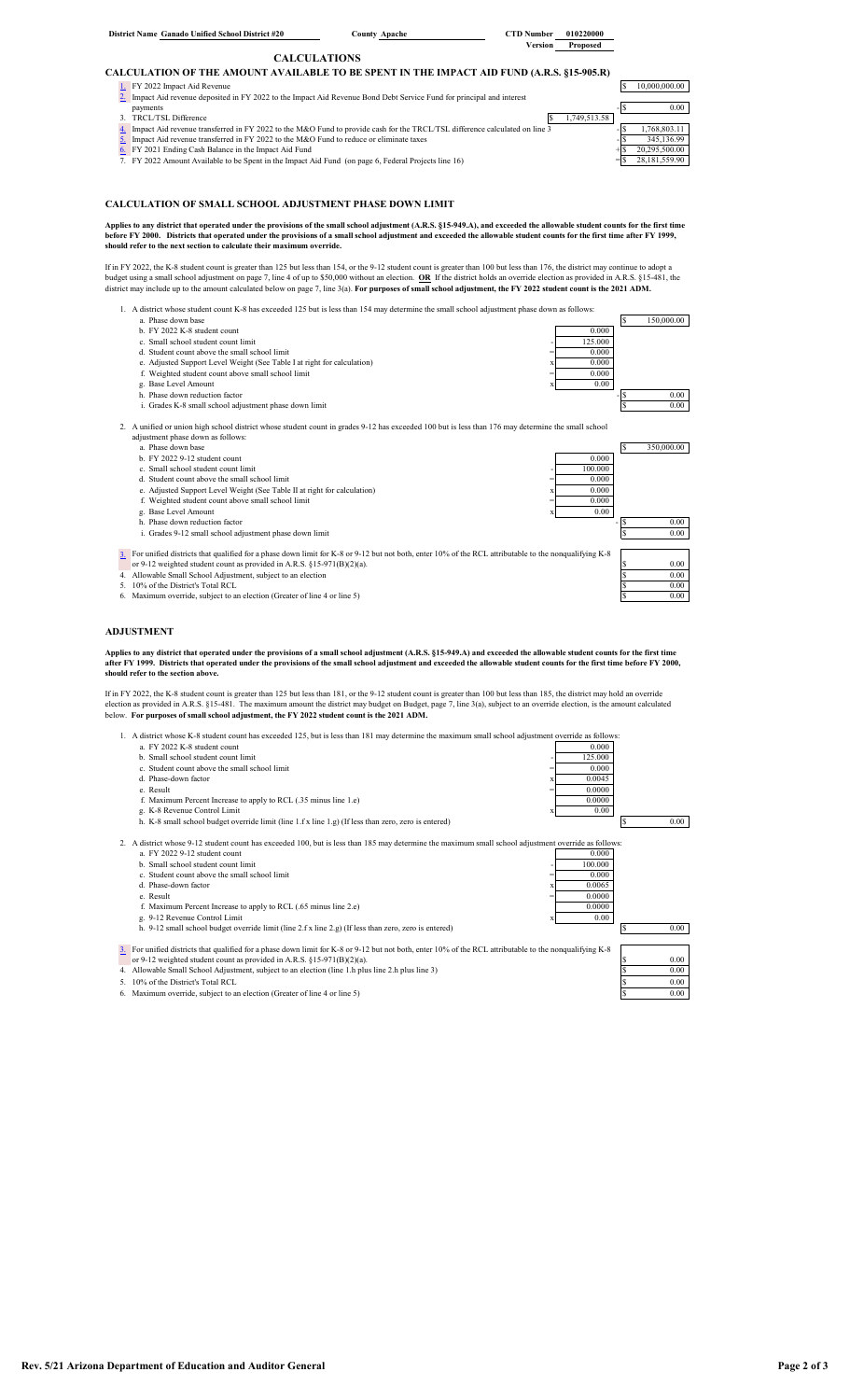District Name **Ganado Unified School District #20** County **Apache** CTD Number **010220000**
Version **Proposed**

## CALCULATIONS

### CALCULATION OF THE AMOUNT AVAILABLE TO BE SPENT IN THE IMPACT AID FUND (A.R.S. §15-905.R)

| | | | |
|---|---|---|---|
| 1. FY 2022 Impact Aid Revenue | | | $ 10,000,000.00 |
| 2. Impact Aid revenue deposited in FY 2022 to the Impact Aid Revenue Bond Debt Service Fund for principal and interest payments | | - | $ 0.00 |
| 3. TRCL/TSL Difference | $ 1,749,513.58 | | |
| 4. Impact Aid revenue transferred in FY 2022 to the M&O Fund to provide cash for the TRCL/TSL difference calculated on line 3 | | - | $ 1,768,803.11 |
| 5. Impact Aid revenue transferred in FY 2022 to the M&O Fund to reduce or eliminate taxes | | - | $ 345,136.99 |
| 6. FY 2021 Ending Cash Balance in the Impact Aid Fund | | + | $ 20,295,500.00 |
| 7. FY 2022 Amount Available to be Spent in the Impact Aid Fund (on page 6, Federal Projects line 16) | | = | $ 28,181,559.90 |

### CALCULATION OF SMALL SCHOOL ADJUSTMENT PHASE DOWN LIMIT

**Applies to any district that operated under the provisions of the small school adjustment (A.R.S. §15-949.A), and exceeded the allowable student counts for the first time before FY 2000. Districts that operated under the provisions of a small school adjustment and exceeded the allowable student counts for the first time after FY 1999, should refer to the next section to calculate their maximum override.**

If in FY 2022, the K-8 student count is greater than 125 but less than 154, or the 9-12 student count is greater than 100 but less than 176, the district may continue to adopt a budget using a small school adjustment on page 7, line 4 of up to $50,000 without an election. **OR** If the district holds an override election as provided in A.R.S. §15-481, the district may include up to the amount calculated below on page 7, line 3(a). **For purposes of small school adjustment, the FY 2022 student count is the 2021 ADM.**

1. A district whose student count K-8 has exceeded 125 but is less than 154 may determine the small school adjustment phase down as follows:

| | | | | |
|---|---|---|---|---|
| a. Phase down base | | | | $ 150,000.00 |
| b. FY 2022 K-8 student count | | 0.000 | | |
| c. Small school student count limit | - | 125.000 | | |
| d. Student count above the small school limit | = | 0.000 | | |
| e. Adjusted Support Level Weight (See Table I at right for calculation) | x | 0.000 | | |
| f. Weighted student count above small school limit | = | 0.000 | | |
| g. Base Level Amount | x | 0.00 | | |
| h. Phase down reduction factor | | | = | $ 0.00 |
| i. Grades K-8 small school adjustment phase down limit | | | | $ 0.00 |

2. A unified or union high school district whose student count in grades 9-12 has exceeded 100 but is less than 176 may determine the small school adjustment phase down as follows:

| | | | | |
|---|---|---|---|---|
| a. Phase down base | | | | $ 350,000.00 |
| b. FY 2022 9-12 student count | | 0.000 | | |
| c. Small school student count limit | - | 100.000 | | |
| d. Student count above the small school limit | = | 0.000 | | |
| e. Adjusted Support Level Weight (See Table II at right for calculation) | x | 0.000 | | |
| f. Weighted student count above small school limit | = | 0.000 | | |
| g. Base Level Amount | x | 0.00 | | |
| h. Phase down reduction factor | | | = | $ 0.00 |
| i. Grades 9-12 small school adjustment phase down limit | | | | $ 0.00 |

| | |
|---|---|
| 3. For unified districts that qualified for a phase down limit for K-8 or 9-12 but not both, enter 10% of the RCL attributable to the nonqualifying K-8 or 9-12 weighted student count as provided in A.R.S. §15-971(B)(2)(a). | $ 0.00 |
| 4. Allowable Small School Adjustment, subject to an election | $ 0.00 |
| 5. 10% of the District's Total RCL | $ 0.00 |
| 6. Maximum override, subject to an election (Greater of line 4 or line 5) | $ 0.00 |

### ADJUSTMENT

**Applies to any district that operated under the provisions of a small school adjustment (A.R.S. §15-949.A) and exceeded the allowable student counts for the first time after FY 1999. Districts that operated under the provisions of the small school adjustment and exceeded the allowable student counts for the first time before FY 2000, should refer to the section above.**

If in FY 2022, the K-8 student count is greater than 125 but less than 181, or the 9-12 student count is greater than 100 but less than 185, the district may hold an override election as provided in A.R.S. §15-481. The maximum amount the district may budget on Budget, page 7, line 3(a), subject to an override election, is the amount calculated below. **For purposes of small school adjustment, the FY 2022 student count is the 2021 ADM.**

1. A district whose K-8 student count has exceeded 125, but is less than 181 may determine the maximum small school adjustment override as follows:

| | | | |
|---|---|---|---|
| a. FY 2022 K-8 student count | | 0.000 | |
| b. Small school student count limit | - | 125.000 | |
| c. Student count above the small school limit | = | 0.000 | |
| d. Phase-down factor | x | 0.0045 | |
| e. Result | = | 0.0000 | |
| f. Maximum Percent Increase to apply to RCL (.35 minus line 1.e) | | 0.0000 | |
| g. K-8 Revenue Control Limit | x | 0.00 | |
| h. K-8 small school budget override limit (line 1.f x line 1.g) (If less than zero, zero is entered) | | | $ 0.00 |

2. A district whose 9-12 student count has exceeded 100, but is less than 185 may determine the maximum small school adjustment override as follows:

| | | | |
|---|---|---|---|
| a. FY 2022 9-12 student count | | 0.000 | |
| b. Small school student count limit | - | 100.000 | |
| c. Student count above the small school limit | = | 0.000 | |
| d. Phase-down factor | x | 0.0065 | |
| e. Result | = | 0.0000 | |
| f. Maximum Percent Increase to apply to RCL (.65 minus line 2.e) | | 0.0000 | |
| g. 9-12 Revenue Control Limit | x | 0.00 | |
| h. 9-12 small school budget override limit (line 2.f x line 2.g) (If less than zero, zero is entered) | | | $ 0.00 |

| | |
|---|---|
| 3. For unified districts that qualified for a phase down limit for K-8 or 9-12 but not both, enter 10% of the RCL attributable to the nonqualifying K-8 or 9-12 weighted student count as provided in A.R.S. §15-971(B)(2)(a). | $ 0.00 |
| 4. Allowable Small School Adjustment, subject to an election (line 1.h plus line 2.h plus line 3) | $ 0.00 |
| 5. 10% of the District's Total RCL | $ 0.00 |
| 6. Maximum override, subject to an election (Greater of line 4 or line 5) | $ 0.00 |

Rev. 5/21 Arizona Department of Education and Auditor General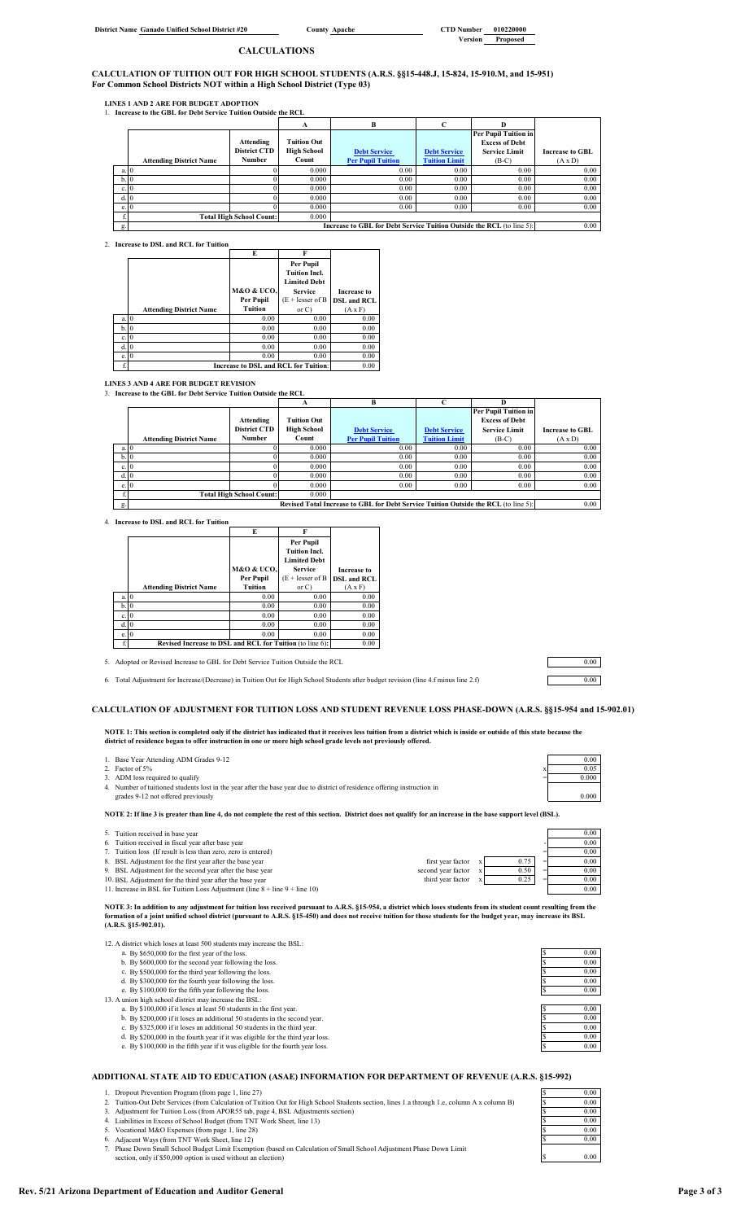District Name Ganado Unified School District #20 County Apache CTD Number 010220000
Version Proposed

## CALCULATIONS

### CALCULATION OF TUITION OUT FOR HIGH SCHOOL STUDENTS (A.R.S. §§15-448.J, 15-824, 15-910.M, and 15-951) For Common School Districts NOT within a High School District (Type 03)

**LINES 1 AND 2 ARE FOR BUDGET ADOPTION**

1. **Increase to the GBL for Debt Service Tuition Outside the RCL**

| | Attending District Name | Attending District CTD Number | A Tuition Out High School Count | B Debt Service Per Pupil Tuition | C Debt Service Tuition Limit | D Per Pupil Tuition in Excess of Debt Service Limit (B-C) | Increase to GBL (A x D) |
|---|---|---|---|---|---|---|---|
| a. | 0 | 0 | 0.000 | 0.00 | 0.00 | 0.00 | 0.00 |
| b. | 0 | 0 | 0.000 | 0.00 | 0.00 | 0.00 | 0.00 |
| c. | 0 | 0 | 0.000 | 0.00 | 0.00 | 0.00 | 0.00 |
| d. | 0 | 0 | 0.000 | 0.00 | 0.00 | 0.00 | 0.00 |
| e. | 0 | 0 | 0.000 | 0.00 | 0.00 | 0.00 | 0.00 |
| f. | | Total High School Count: | 0.000 | | | | |
| g. | | | | Increase to GBL for Debt Service Tuition Outside the RCL (to line 5): | | | 0.00 |

2. **Increase to DSL and RCL for Tuition**

| | Attending District Name | E M&O & UCO, Per Pupil Tuition | F Per Pupil Tuition Incl. Limited Debt Service (E + lesser of B or C) | Increase to DSL and RCL (A x F) |
|---|---|---|---|---|
| a. | 0 | 0.00 | 0.00 | 0.00 |
| b. | 0 | 0.00 | 0.00 | 0.00 |
| c. | 0 | 0.00 | 0.00 | 0.00 |
| d. | 0 | 0.00 | 0.00 | 0.00 |
| e. | 0 | 0.00 | 0.00 | 0.00 |
| f. | | Increase to DSL and RCL for Tuition: | | 0.00 |

**LINES 3 AND 4 ARE FOR BUDGET REVISION**

3. **Increase to the GBL for Debt Service Tuition Outside the RCL**

| | Attending District Name | Attending District CTD Number | A Tuition Out High School Count | B Debt Service Per Pupil Tuition | C Debt Service Tuition Limit | D Per Pupil Tuition in Excess of Debt Service Limit (B-C) | Increase to GBL (A x D) |
|---|---|---|---|---|---|---|---|
| a. | 0 | 0 | 0.000 | 0.00 | 0.00 | 0.00 | 0.00 |
| b. | 0 | 0 | 0.000 | 0.00 | 0.00 | 0.00 | 0.00 |
| c. | 0 | 0 | 0.000 | 0.00 | 0.00 | 0.00 | 0.00 |
| d. | 0 | 0 | 0.000 | 0.00 | 0.00 | 0.00 | 0.00 |
| e. | 0 | 0 | 0.000 | 0.00 | 0.00 | 0.00 | 0.00 |
| f. | | Total High School Count: | 0.000 | | | | |
| g. | | | | Revised Total Increase to GBL for Debt Service Tuition Outside the RCL (to line 5): | | | 0.00 |

4. **Increase to DSL and RCL for Tuition**

| | Attending District Name | E M&O & UCO, Per Pupil Tuition | F Per Pupil Tuition Incl. Limited Debt Service (E + lesser of B or C) | Increase to DSL and RCL (A x F) |
|---|---|---|---|---|
| a. | 0 | 0.00 | 0.00 | 0.00 |
| b. | 0 | 0.00 | 0.00 | 0.00 |
| c. | 0 | 0.00 | 0.00 | 0.00 |
| d. | 0 | 0.00 | 0.00 | 0.00 |
| e. | 0 | 0.00 | 0.00 | 0.00 |
| f. | Revised Increase to DSL and RCL for Tuition (to line 6): | | | 0.00 |

5. Adopted or Revised Increase to GBL for Debt Service Tuition Outside the RCL — 0.00

6. Total Adjustment for Increase/(Decrease) in Tuition Out for High School Students after budget revision (line 4.f minus line 2.f) — 0.00

### CALCULATION OF ADJUSTMENT FOR TUITION LOSS AND STUDENT REVENUE LOSS PHASE-DOWN (A.R.S. §§15-954 and 15-902.01)

**NOTE 1: This section is completed only if the district has indicated that it receives less tuition from a district which is inside or outside of this state because the district of residence began to offer instruction in one or more high school grade levels not previously offered.**

| | | |
|---|---|---|
| 1. Base Year Attending ADM Grades 9-12 | | 0.00 |
| 2. Factor of 5% | x | 0.05 |
| 3. ADM loss required to qualify | = | 0.000 |
| 4. Number of tuitioned students lost in the year after the base year due to district of residence offering instruction in grades 9-12 not offered previously | | 0.000 |

**NOTE 2: If line 3 is greater than line 4, do not complete the rest of this section. District does not qualify for an increase in the base support level (BSL).**

| | | | | | |
|---|---|---|---|---|---|
| 5. Tuition received in base year | | | | | 0.00 |
| 6. Tuition received in fiscal year after base year | | | | - | 0.00 |
| 7. Tuition loss (If result is less than zero, zero is entered) | | | | = | 0.00 |
| 8. BSL Adjustment for the first year after the base year | first year factor | x | 0.75 | = | 0.00 |
| 9. BSL Adjustment for the second year after the base year | second year factor | x | 0.50 | = | 0.00 |
| 10. BSL Adjustment for the third year after the base year | third year factor | x | 0.25 | = | 0.00 |
| 11. Increase in BSL for Tuition Loss Adjustment (line 8 + line 9 + line 10) | | | | | 0.00 |

**NOTE 3: In addition to any adjustment for tuition loss received pursuant to A.R.S. §15-954, a district which loses students from its student count resulting from the formation of a joint unified school district (pursuant to A.R.S. §15-450) and does not receive tuition for those students for the budget year, may increase its BSL (A.R.S. §15-902.01).**

12. A district which loses at least 500 students may increase the BSL:

| | |
|---|---|
| a. By $650,000 for the first year of the loss. | $ 0.00 |
| b. By $600,000 for the second year following the loss. | $ 0.00 |
| c. By $500,000 for the third year following the loss. | $ 0.00 |
| d. By $300,000 for the fourth year following the loss. | $ 0.00 |
| e. By $100,000 for the fifth year following the loss. | $ 0.00 |

13. A union high school district may increase the BSL:

| | |
|---|---|
| a. By $100,000 if it loses at least 50 students in the first year. | $ 0.00 |
| b. By $200,000 if it loses an additional 50 students in the second year. | $ 0.00 |
| c. By $325,000 if it loses an additional 50 students in the third year. | $ 0.00 |
| d. By $200,000 in the fourth year if it was eligible for the third year loss. | $ 0.00 |
| e. By $100,000 in the fifth year if it was eligible for the fourth year loss. | $ 0.00 |

### ADDITIONAL STATE AID TO EDUCATION (ASAE) INFORMATION FOR DEPARTMENT OF REVENUE (A.R.S. §15-992)

| | |
|---|---|
| 1. Dropout Prevention Program (from page 1, line 27) | $ 0.00 |
| 2. Tuition-Out Debt Services (from Calculation of Tuition Out for High School Students section, lines 1.a through 1.e, column A x column B) | $ 0.00 |
| 3. Adjustment for Tuition Loss (from APOR55 tab, page 4, BSL Adjustments section) | $ 0.00 |
| 4. Liabilities in Excess of School Budget (from TNT Work Sheet, line 13) | $ 0.00 |
| 5. Vocational M&O Expenses (from page 1, line 28) | $ 0.00 |
| 6. Adjacent Ways (from TNT Work Sheet, line 12) | $ 0.00 |
| 7. Phase Down Small School Budget Limit Exemption (based on Calculation of Small School Adjustment Phase Down Limit section, only if $50,000 option is used without an election) | $ 0.00 |

Rev. 5/21 Arizona Department of Education and Auditor General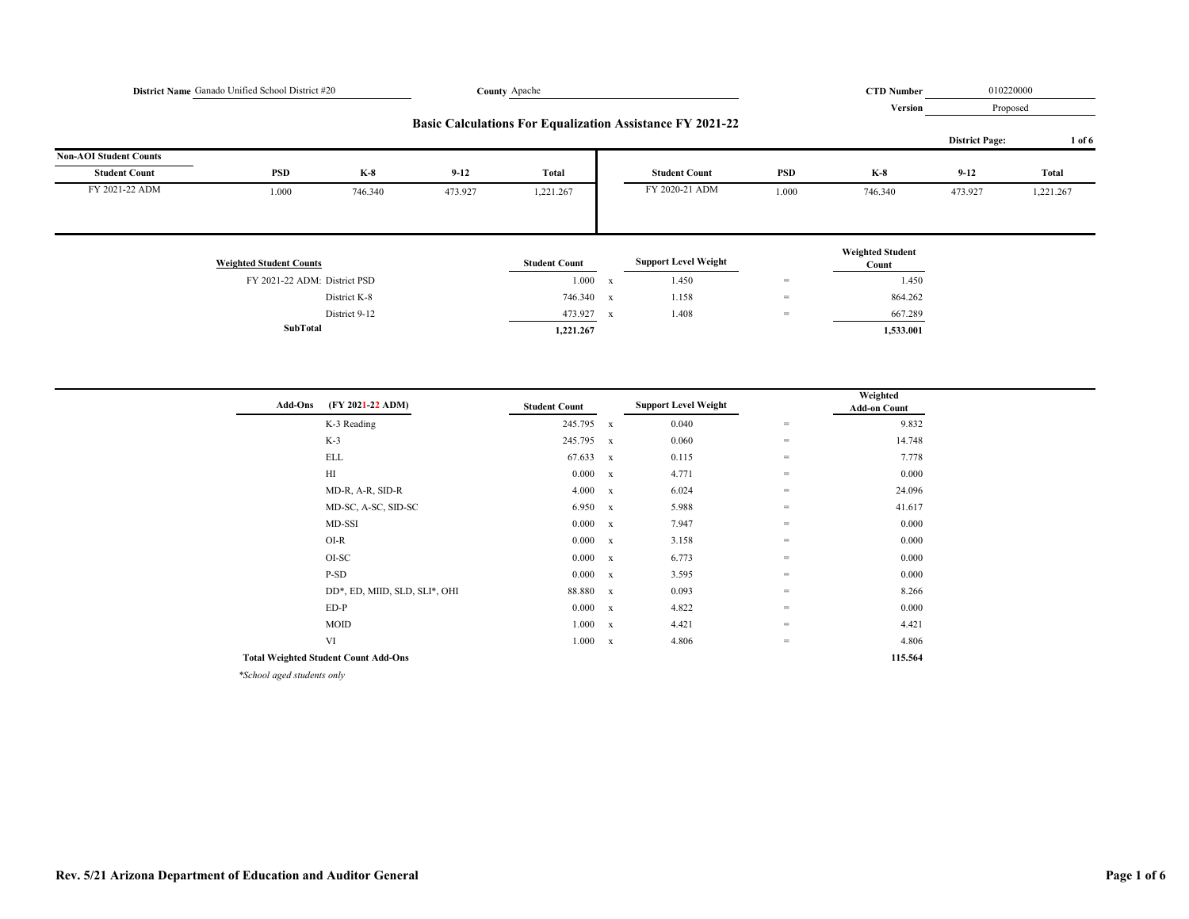**District Name** Ganado Unified School District #20 **County** Apache **CTD Number** 010220000

**Version** Proposed

## Basic Calculations For Equalization Assistance FY 2021-22

**District Page:** 1 of 6

**Non-AOI Student Counts**

| Student Count | PSD | K-8 | 9-12 | Total | Student Count | PSD | K-8 | 9-12 | Total |
|---|---|---|---|---|---|---|---|---|---|
| FY 2021-22 ADM | 1.000 | 746.340 | 473.927 | 1,221.267 | FY 2020-21 ADM | 1.000 | 746.340 | 473.927 | 1,221.267 |

| Weighted Student Counts | | Student Count | | Support Level Weight | | Weighted Student Count |
|---|---|---|---|---|---|---|
| FY 2021-22 ADM: | District PSD | 1.000 | x | 1.450 | = | 1.450 |
| | District K-8 | 746.340 | x | 1.158 | = | 864.262 |
| | District 9-12 | 473.927 | x | 1.408 | = | 667.289 |
| **SubTotal** | | **1,221.267** | | | | **1,533.001** |

| Add-Ons (FY 2021-22 ADM) | Student Count | | Support Level Weight | | Weighted Add-on Count |
|---|---|---|---|---|---|
| K-3 Reading | 245.795 | x | 0.040 | = | 9.832 |
| K-3 | 245.795 | x | 0.060 | = | 14.748 |
| ELL | 67.633 | x | 0.115 | = | 7.778 |
| HI | 0.000 | x | 4.771 | = | 0.000 |
| MD-R, A-R, SID-R | 4.000 | x | 6.024 | = | 24.096 |
| MD-SC, A-SC, SID-SC | 6.950 | x | 5.988 | = | 41.617 |
| MD-SSI | 0.000 | x | 7.947 | = | 0.000 |
| OI-R | 0.000 | x | 3.158 | = | 0.000 |
| OI-SC | 0.000 | x | 6.773 | = | 0.000 |
| P-SD | 0.000 | x | 3.595 | = | 0.000 |
| DD*, ED, MIID, SLD, SLI*, OHI | 88.880 | x | 0.093 | = | 8.266 |
| ED-P | 0.000 | x | 4.822 | = | 0.000 |
| MOID | 1.000 | x | 4.421 | = | 4.421 |
| VI | 1.000 | x | 4.806 | = | 4.806 |
| **Total Weighted Student Count Add-Ons** | | | | | **115.564** |

*\*School aged students only*

**Rev. 5/21 Arizona Department of Education and Auditor General**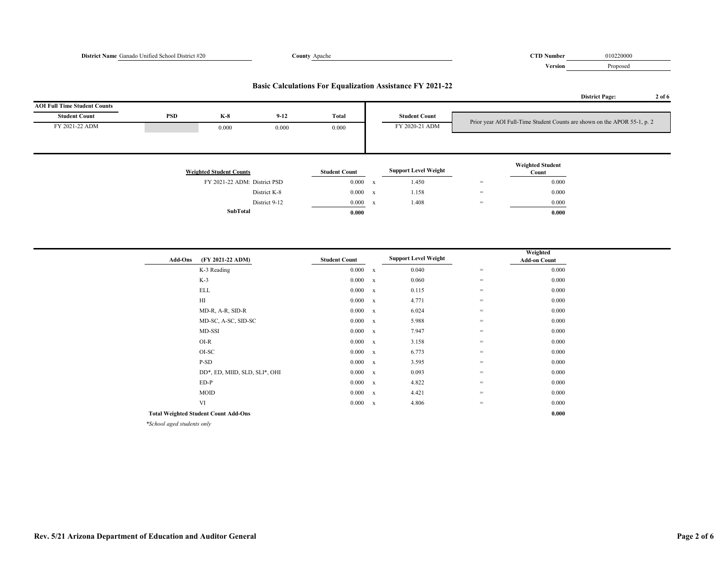**District Name** Ganado Unified School District #20 **County** Apache **CTD Number** 010220000 **Version** Proposed

## Basic Calculations For Equalization Assistance FY 2021-22

**District Page:** 2 of 6

**AOI Full Time Student Counts**

| Student Count | PSD | K-8 | 9-12 | Total |
|---|---|---|---|---|
| FY 2021-22 ADM | | 0.000 | 0.000 | 0.000 |

| Student Count | |
|---|---|
| FY 2020-21 ADM | Prior year AOI Full-Time Student Counts are shown on the APOR 55-1, p. 2 |

| Weighted Student Counts | Student Count | | Support Level Weight | | Weighted Student Count |
|---|---|---|---|---|---|
| FY 2021-22 ADM: District PSD | 0.000 | x | 1.450 | = | 0.000 |
| District K-8 | 0.000 | x | 1.158 | = | 0.000 |
| District 9-12 | 0.000 | x | 1.408 | = | 0.000 |
| **SubTotal** | **0.000** | | | | **0.000** |

| Add-Ons (FY 2021-22 ADM) | Student Count | | Support Level Weight | | Weighted Add-on Count |
|---|---|---|---|---|---|
| K-3 Reading | 0.000 | x | 0.040 | = | 0.000 |
| K-3 | 0.000 | x | 0.060 | = | 0.000 |
| ELL | 0.000 | x | 0.115 | = | 0.000 |
| HI | 0.000 | x | 4.771 | = | 0.000 |
| MD-R, A-R, SID-R | 0.000 | x | 6.024 | = | 0.000 |
| MD-SC, A-SC, SID-SC | 0.000 | x | 5.988 | = | 0.000 |
| MD-SSI | 0.000 | x | 7.947 | = | 0.000 |
| OI-R | 0.000 | x | 3.158 | = | 0.000 |
| OI-SC | 0.000 | x | 6.773 | = | 0.000 |
| P-SD | 0.000 | x | 3.595 | = | 0.000 |
| DD*, ED, MIID, SLD, SLI*, OHI | 0.000 | x | 0.093 | = | 0.000 |
| ED-P | 0.000 | x | 4.822 | = | 0.000 |
| MOID | 0.000 | x | 4.421 | = | 0.000 |
| VI | 0.000 | x | 4.806 | = | 0.000 |
| **Total Weighted Student Count Add-Ons** | | | | | **0.000** |

*\*School aged students only*

**Rev. 5/21 Arizona Department of Education and Auditor General**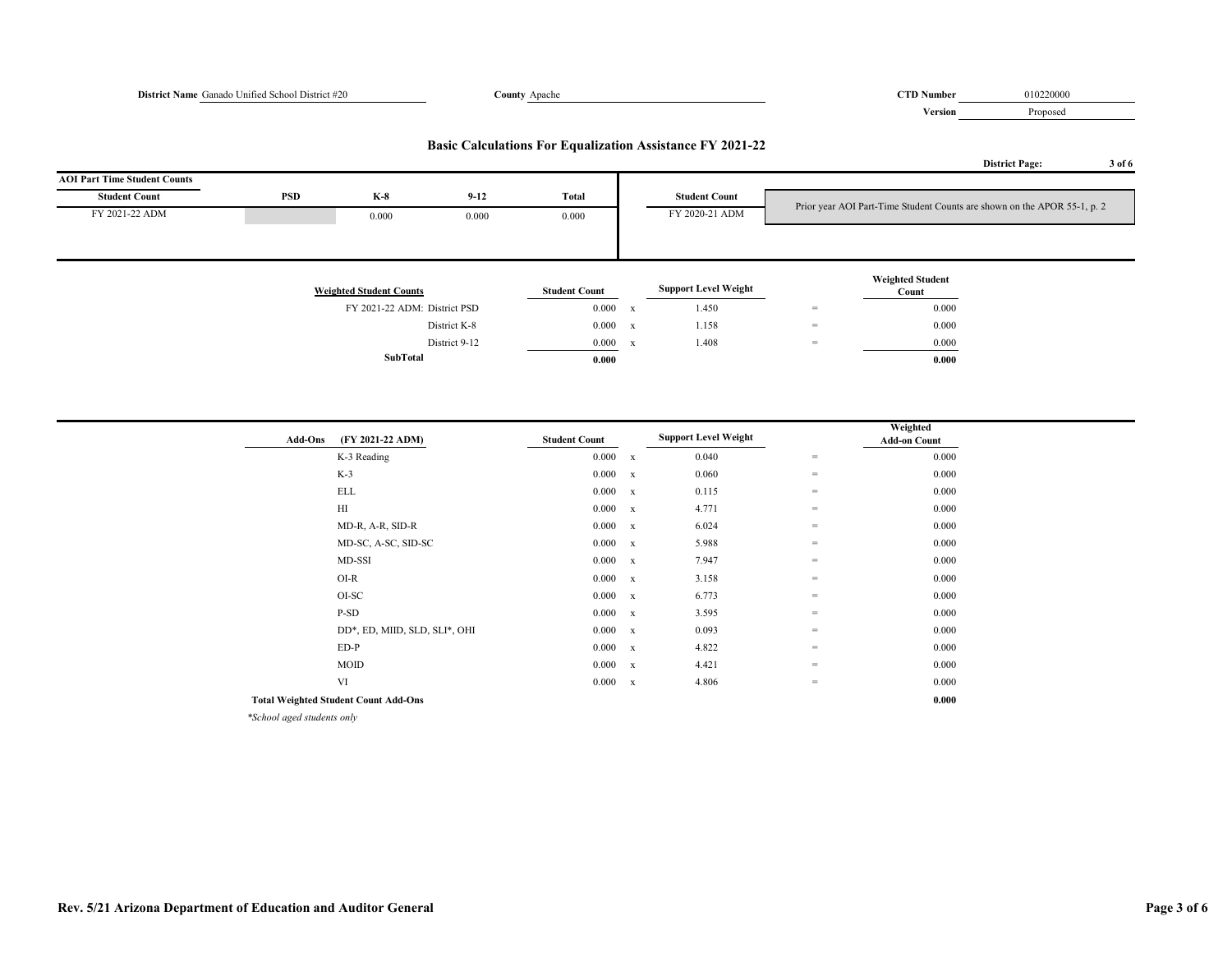**District Name** Ganado Unified School District #20 **County** Apache **CTD Number** 010220000 **Version** Proposed

## Basic Calculations For Equalization Assistance FY 2021-22

**District Page:** 3 of 6

**AOI Part Time Student Counts**

| Student Count | PSD | K-8 | 9-12 | Total |
|---|---|---|---|---|
| FY 2021-22 ADM | | 0.000 | 0.000 | 0.000 |

| Student Count | |
|---|---|
| FY 2020-21 ADM | Prior year AOI Part-Time Student Counts are shown on the APOR 55-1, p. 2 |

| Weighted Student Counts | Student Count | | Support Level Weight | | Weighted Student Count |
|---|---|---|---|---|---|
| FY 2021-22 ADM: District PSD | 0.000 | x | 1.450 | = | 0.000 |
| District K-8 | 0.000 | x | 1.158 | = | 0.000 |
| District 9-12 | 0.000 | x | 1.408 | = | 0.000 |
| **SubTotal** | **0.000** | | | | **0.000** |

| Add-Ons (FY 2021-22 ADM) | Student Count | | Support Level Weight | | Weighted Add-on Count |
|---|---|---|---|---|---|
| K-3 Reading | 0.000 | x | 0.040 | = | 0.000 |
| K-3 | 0.000 | x | 0.060 | = | 0.000 |
| ELL | 0.000 | x | 0.115 | = | 0.000 |
| HI | 0.000 | x | 4.771 | = | 0.000 |
| MD-R, A-R, SID-R | 0.000 | x | 6.024 | = | 0.000 |
| MD-SC, A-SC, SID-SC | 0.000 | x | 5.988 | = | 0.000 |
| MD-SSI | 0.000 | x | 7.947 | = | 0.000 |
| OI-R | 0.000 | x | 3.158 | = | 0.000 |
| OI-SC | 0.000 | x | 6.773 | = | 0.000 |
| P-SD | 0.000 | x | 3.595 | = | 0.000 |
| DD*, ED, MIID, SLD, SLI*, OHI | 0.000 | x | 0.093 | = | 0.000 |
| ED-P | 0.000 | x | 4.822 | = | 0.000 |
| MOID | 0.000 | x | 4.421 | = | 0.000 |
| VI | 0.000 | x | 4.806 | = | 0.000 |
| **Total Weighted Student Count Add-Ons** | | | | | **0.000** |

*\*School aged students only*

**Rev. 5/21 Arizona Department of Education and Auditor General**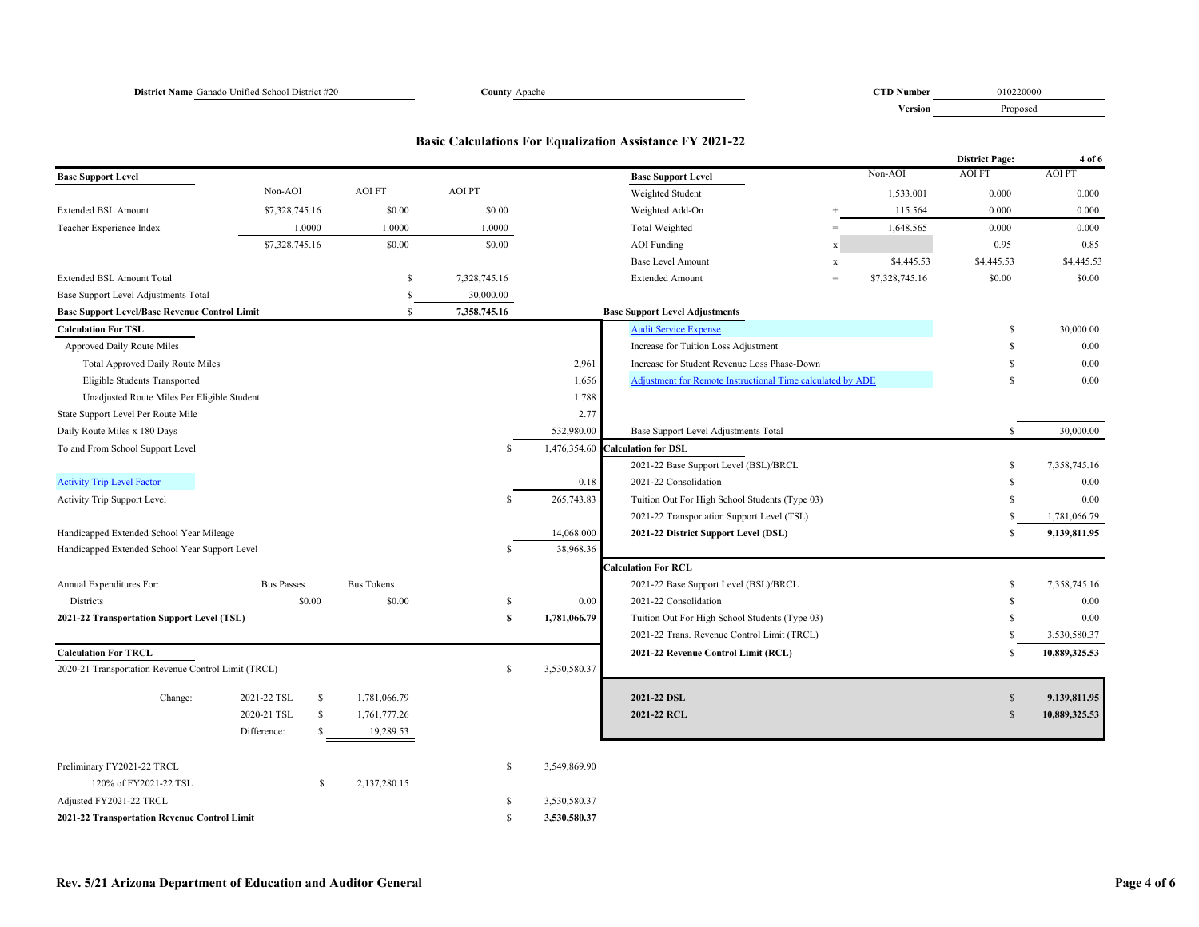**District Name** Ganado Unified School District #20 **County** Apache **CTD Number** 010220000 **Version** Proposed

## Basic Calculations For Equalization Assistance FY 2021-22

District Page: 4 of 6

### Base Support Level

| | Non-AOI | AOI FT | AOI PT |
|---|---|---|---|
| Extended BSL Amount | $7,328,745.16 | $0.00 | $0.00 |
| Teacher Experience Index | 1.0000 | 1.0000 | 1.0000 |
| | $7,328,745.16 | $0.00 | $0.00 |

| | | |
|---|---|---|
| Extended BSL Amount Total | $ | 7,328,745.16 |
| Base Support Level Adjustments Total | $ | 30,000.00 |
| **Base Support Level/Base Revenue Control Limit** | $ | **7,358,745.16** |

### Base Support Level

| | | Non-AOI | AOI FT | AOI PT |
|---|---|---|---|---|
| Weighted Student | | 1,533.001 | 0.000 | 0.000 |
| Weighted Add-On | + | 115.564 | 0.000 | 0.000 |
| Total Weighted | = | 1,648.565 | 0.000 | 0.000 |
| AOI Funding | x | | 0.95 | 0.85 |
| Base Level Amount | x | $4,445.53 | $4,445.53 | $4,445.53 |
| Extended Amount | = | $7,328,745.16 | $0.00 | $0.00 |

### Calculation For TSL

| | | | | |
|---|---|---|---|---|
| Approved Daily Route Miles | | | | |
| Total Approved Daily Route Miles | | | | 2,961 |
| Eligible Students Transported | | | | 1,656 |
| Unadjusted Route Miles Per Eligible Student | | | | 1.788 |
| State Support Level Per Route Mile | | | | 2.77 |
| Daily Route Miles x 180 Days | | | | 532,980.00 |
| To and From School Support Level | | | $ | 1,476,354.60 |
| Activity Trip Level Factor | | | | 0.18 |
| Activity Trip Support Level | | | $ | 265,743.83 |
| Handicapped Extended School Year Mileage | | | | 14,068.000 |
| Handicapped Extended School Year Support Level | | | $ | 38,968.36 |
| Annual Expenditures For: | Bus Passes | Bus Tokens | | |
| Districts | $0.00 | $0.00 | $ | 0.00 |
| **2021-22 Transportation Support Level (TSL)** | | | **$** | **1,781,066.79** |

### Base Support Level Adjustments

| | | |
|---|---|---|
| Audit Service Expense | $ | 30,000.00 |
| Increase for Tuition Loss Adjustment | $ | 0.00 |
| Increase for Student Revenue Loss Phase-Down | $ | 0.00 |
| Adjustment for Remote Instructional Time calculated by ADE | $ | 0.00 |
| Base Support Level Adjustments Total | $ | 30,000.00 |

### Calculation for DSL

| | | |
|---|---|---|
| 2021-22 Base Support Level (BSL)/BRCL | $ | 7,358,745.16 |
| 2021-22 Consolidation | $ | 0.00 |
| Tuition Out For High School Students (Type 03) | $ | 0.00 |
| 2021-22 Transportation Support Level (TSL) | $ | 1,781,066.79 |
| **2021-22 District Support Level (DSL)** | $ | **9,139,811.95** |

### Calculation For RCL

| | | |
|---|---|---|
| 2021-22 Base Support Level (BSL)/BRCL | $ | 7,358,745.16 |
| 2021-22 Consolidation | $ | 0.00 |
| Tuition Out For High School Students (Type 03) | $ | 0.00 |
| 2021-22 Trans. Revenue Control Limit (TRCL) | $ | 3,530,580.37 |
| **2021-22 Revenue Control Limit (RCL)** | $ | **10,889,325.53** |

### Calculation For TRCL

| | | | | |
|---|---|---|---|---|
| 2020-21 Transportation Revenue Control Limit (TRCL) | | | $ | 3,530,580.37 |
| Change: | 2021-22 TSL | $ 1,781,066.79 | | |
| | 2020-21 TSL | $ 1,761,777.26 | | |
| | Difference: | $ 19,289.53 | | |
| Preliminary FY2021-22 TRCL | | | $ | 3,549,869.90 |
| 120% of FY2021-22 TSL | | $ 2,137,280.15 | | |
| Adjusted FY2021-22 TRCL | | | $ | 3,530,580.37 |
| **2021-22 Transportation Revenue Control Limit** | | | $ | **3,530,580.37** |

| | | |
|---|---|---|
| **2021-22 DSL** | $ | **9,139,811.95** |
| **2021-22 RCL** | $ | **10,889,325.53** |

**Rev. 5/21 Arizona Department of Education and Auditor General**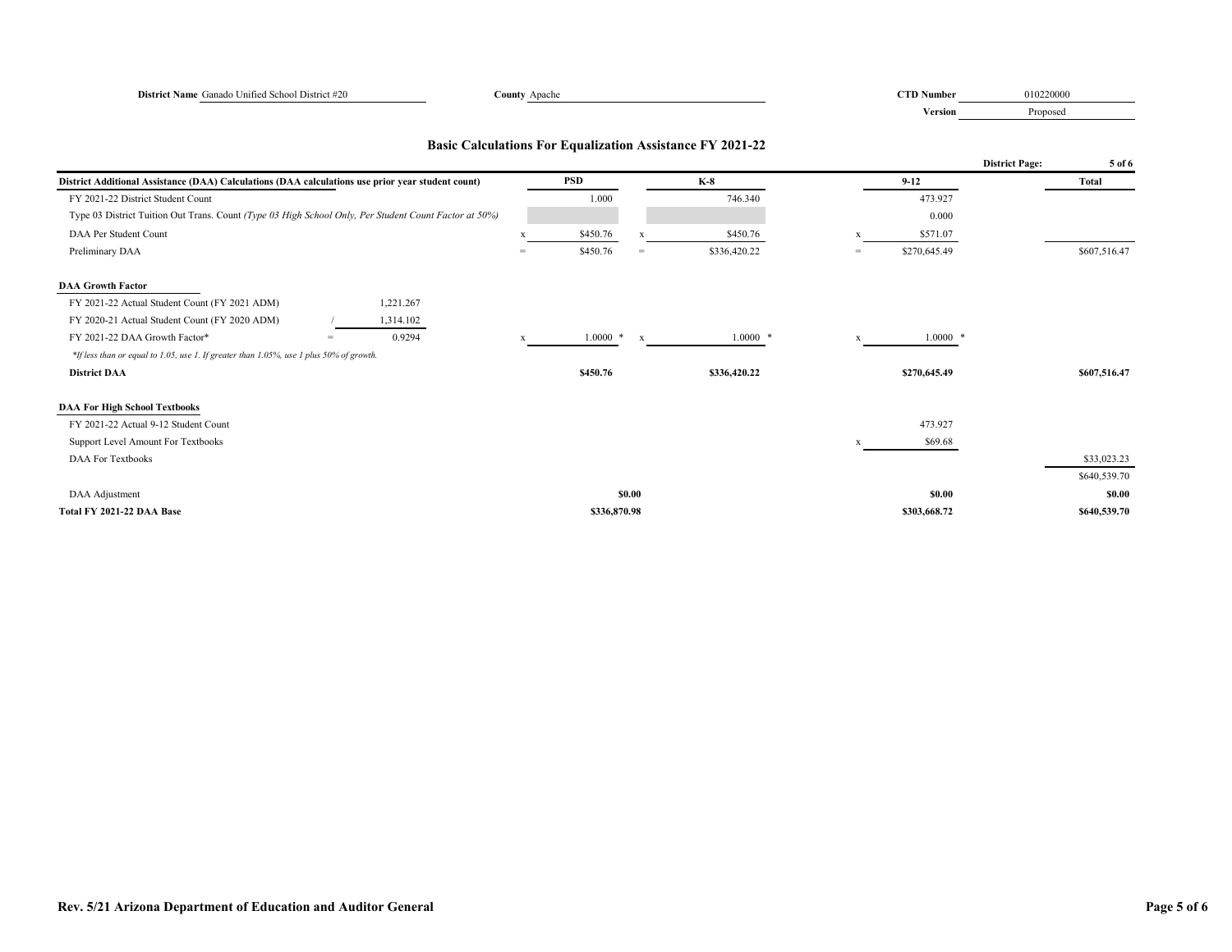**District Name** Ganado Unified School District #20 **County** Apache **CTD Number** 010220000 **Version** Proposed

## Basic Calculations For Equalization Assistance FY 2021-22

District Page: 5 of 6

| District Additional Assistance (DAA) Calculations (DAA calculations use prior year student count) | | | PSD | | K-8 | | 9-12 | Total |
|---|---|---|---|---|---|---|---|---|
| FY 2021-22 District Student Count | | | 1.000 | | 746.340 | | 473.927 | |
| Type 03 District Tuition Out Trans. Count *(Type 03 High School Only, Per Student Count Factor at 50%)* | | | | | | | 0.000 | |
| DAA Per Student Count | | x | $450.76 | x | $450.76 | x | $571.07 | |
| Preliminary DAA | | = | $450.76 | = | $336,420.22 | = | $270,645.49 | $607,516.47 |
| **DAA Growth Factor** | | | | | | | | |
| FY 2021-22 Actual Student Count (FY 2021 ADM) | 1,221.267 | | | | | | | |
| FY 2020-21 Actual Student Count (FY 2020 ADM) | / 1,314.102 | | | | | | | |
| FY 2021-22 DAA Growth Factor* | = 0.9294 | x | 1.0000 * | x | 1.0000 * | x | 1.0000 * | |
| *\*If less than or equal to 1.05, use 1. If greater than 1.05%, use 1 plus 50% of growth.* | | | | | | | | |
| **District DAA** | | | **$450.76** | | **$336,420.22** | | **$270,645.49** | **$607,516.47** |
| **DAA For High School Textbooks** | | | | | | | | |
| FY 2021-22 Actual 9-12 Student Count | | | | | | | 473.927 | |
| Support Level Amount For Textbooks | | | | | | x | $69.68 | |
| DAA For Textbooks | | | | | | | | $33,023.23 |
| | | | | | | | | $640,539.70 |
| DAA Adjustment | | | **$0.00** | | | | **$0.00** | **$0.00** |
| **Total FY 2021-22 DAA Base** | | | **$336,870.98** | | | | **$303,668.72** | **$640,539.70** |

**Rev. 5/21 Arizona Department of Education and Auditor General**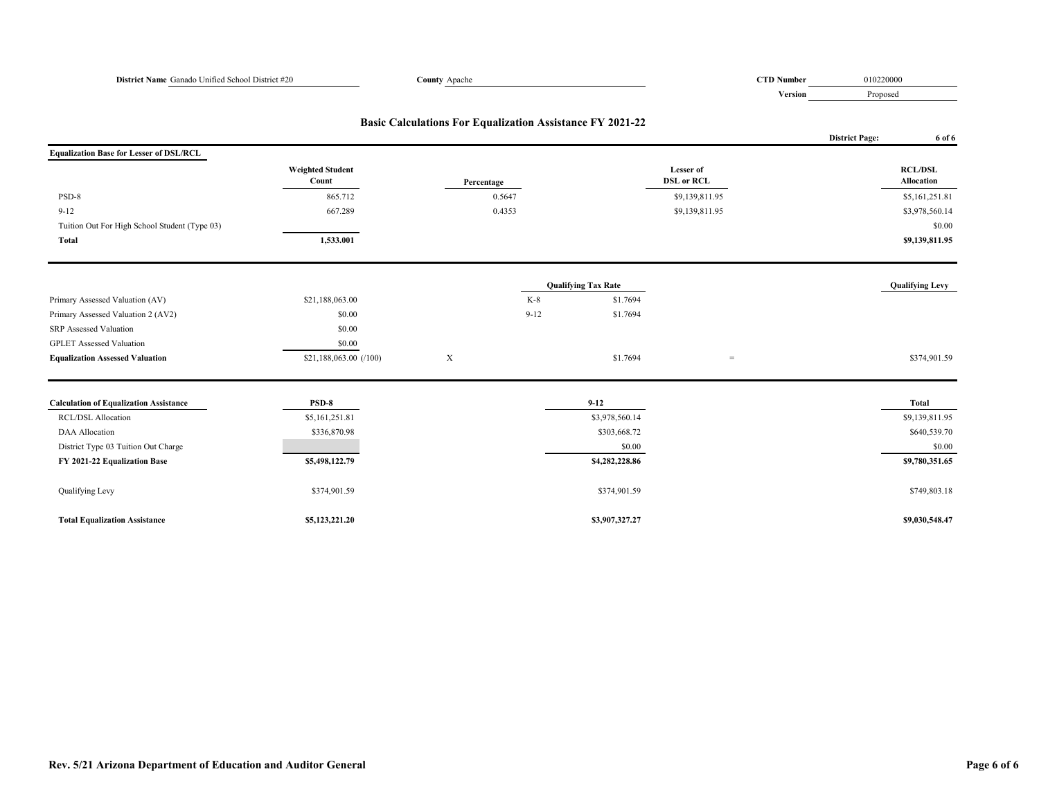**District Name** Ganado Unified School District #20 **County** Apache **CTD Number** 010220000
**Version** Proposed

## Basic Calculations For Equalization Assistance FY 2021-22

**District Page: 6 of 6**

**Equalization Base for Lesser of DSL/RCL**

| | Weighted Student Count | Percentage | Lesser of DSL or RCL | RCL/DSL Allocation |
|---|---|---|---|---|
| PSD-8 | 865.712 | 0.5647 | $9,139,811.95 | $5,161,251.81 |
| 9-12 | 667.289 | 0.4353 | $9,139,811.95 | $3,978,560.14 |
| Tuition Out For High School Student (Type 03) | | | | $0.00 |
| **Total** | **1,533.001** | | | **$9,139,811.95** |

| | | | Qualifying Tax Rate | | Qualifying Levy |
|---|---|---|---|---|---|
| Primary Assessed Valuation (AV) | $21,188,063.00 | K-8 | $1.7694 | | |
| Primary Assessed Valuation 2 (AV2) | $0.00 | 9-12 | $1.7694 | | |
| SRP Assessed Valuation | $0.00 | | | | |
| GPLET Assessed Valuation | $0.00 | | | | |
| **Equalization Assessed Valuation** | $21,188,063.00 (/100) | X | $1.7694 | = | $374,901.59 |

| **Calculation of Equalization Assistance** | PSD-8 | 9-12 | Total |
|---|---|---|---|
| RCL/DSL Allocation | $5,161,251.81 | $3,978,560.14 | $9,139,811.95 |
| DAA Allocation | $336,870.98 | $303,668.72 | $640,539.70 |
| District Type 03 Tuition Out Charge | | $0.00 | $0.00 |
| **FY 2021-22 Equalization Base** | **$5,498,122.79** | **$4,282,228.86** | **$9,780,351.65** |
| Qualifying Levy | $374,901.59 | $374,901.59 | $749,803.18 |
| **Total Equalization Assistance** | **$5,123,221.20** | **$3,907,327.27** | **$9,030,548.47** |

**Rev. 5/21 Arizona Department of Education and Auditor General**